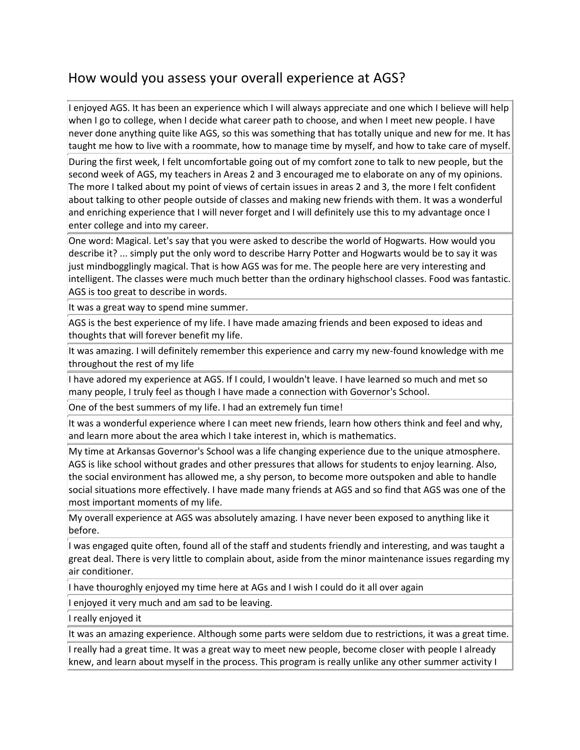# How would you assess your overall experience at AGS?

| |
|---|
| I enjoyed AGS. It has been an experience which I will always appreciate and one which I believe will help when I go to college, when I decide what career path to choose, and when I meet new people. I have never done anything quite like AGS, so this was something that has totally unique and new for me. It has taught me how to live with a roommate, how to manage time by myself, and how to take care of myself. |
| During the first week, I felt uncomfortable going out of my comfort zone to talk to new people, but the second week of AGS, my teachers in Areas 2 and 3 encouraged me to elaborate on any of my opinions. The more I talked about my point of views of certain issues in areas 2 and 3, the more I felt confident about talking to other people outside of classes and making new friends with them. It was a wonderful and enriching experience that I will never forget and I will definitely use this to my advantage once I enter college and into my career. |
| One word: Magical. Let's say that you were asked to describe the world of Hogwarts. How would you describe it? ... simply put the only word to describe Harry Potter and Hogwarts would be to say it was just mindbogglingly magical. That is how AGS was for me. The people here are very interesting and intelligent. The classes were much much better than the ordinary highschool classes. Food was fantastic. AGS is too great to describe in words. |
| It was a great way to spend mine summer. |
| AGS is the best experience of my life. I have made amazing friends and been exposed to ideas and thoughts that will forever benefit my life. |
| It was amazing. I will definitely remember this experience and carry my new-found knowledge with me throughout the rest of my life |
| I have adored my experience at AGS. If I could, I wouldn't leave. I have learned so much and met so many people, I truly feel as though I have made a connection with Governor's School. |
| One of the best summers of my life. I had an extremely fun time! |
| It was a wonderful experience where I can meet new friends, learn how others think and feel and why, and learn more about the area which I take interest in, which is mathematics. |
| My time at Arkansas Governor's School was a life changing experience due to the unique atmosphere. AGS is like school without grades and other pressures that allows for students to enjoy learning. Also, the social environment has allowed me, a shy person, to become more outspoken and able to handle social situations more effectively. I have made many friends at AGS and so find that AGS was one of the most important moments of my life. |
| My overall experience at AGS was absolutely amazing. I have never been exposed to anything like it before. |
| I was engaged quite often, found all of the staff and students friendly and interesting, and was taught a great deal. There is very little to complain about, aside from the minor maintenance issues regarding my air conditioner. |
| I have thouroghly enjoyed my time here at AGs and I wish I could do it all over again |
| I enjoyed it very much and am sad to be leaving. |
| I really enjoyed it |
| It was an amazing experience. Although some parts were seldom due to restrictions, it was a great time. |
| I really had a great time. It was a great way to meet new people, become closer with people I already knew, and learn about myself in the process. This program is really unlike any other summer activity I |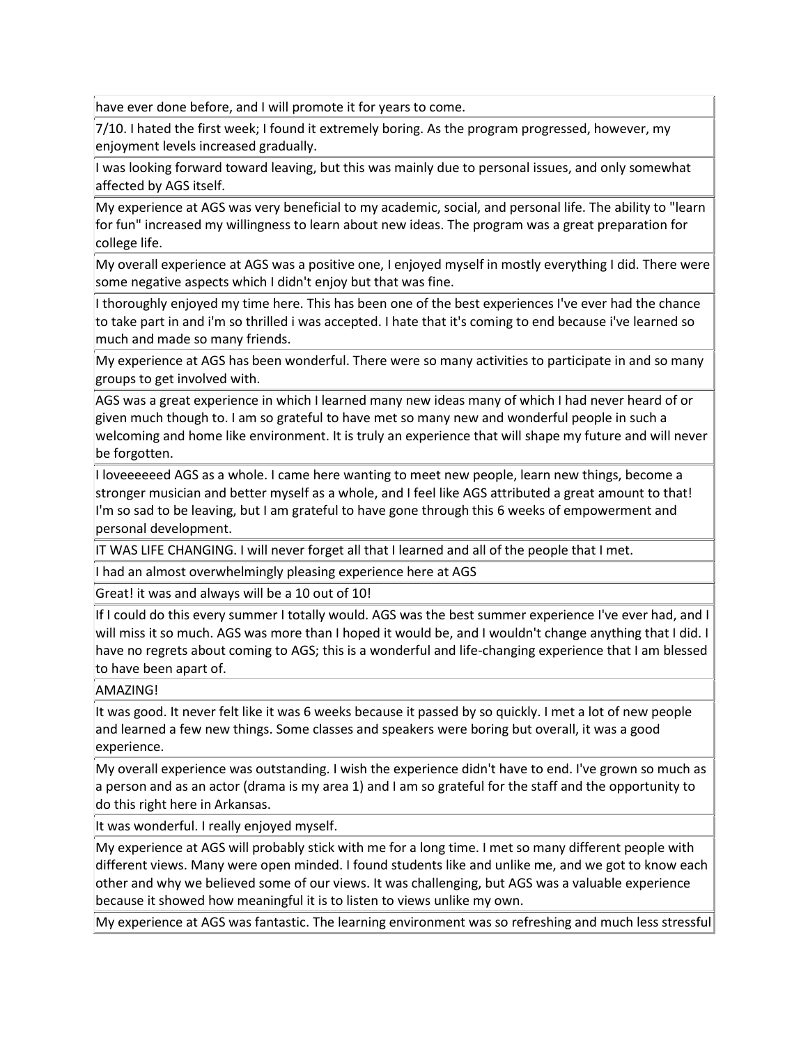| |
|---|
| have ever done before, and I will promote it for years to come. |
| 7/10. I hated the first week; I found it extremely boring. As the program progressed, however, my enjoyment levels increased gradually. |
| I was looking forward toward leaving, but this was mainly due to personal issues, and only somewhat affected by AGS itself. |
| My experience at AGS was very beneficial to my academic, social, and personal life. The ability to "learn for fun" increased my willingness to learn about new ideas. The program was a great preparation for college life. |
| My overall experience at AGS was a positive one, I enjoyed myself in mostly everything I did. There were some negative aspects which I didn't enjoy but that was fine. |
| I thoroughly enjoyed my time here. This has been one of the best experiences I've ever had the chance to take part in and i'm so thrilled i was accepted. I hate that it's coming to end because i've learned so much and made so many friends. |
| My experience at AGS has been wonderful. There were so many activities to participate in and so many groups to get involved with. |
| AGS was a great experience in which I learned many new ideas many of which I had never heard of or given much though to. I am so grateful to have met so many new and wonderful people in such a welcoming and home like environment. It is truly an experience that will shape my future and will never be forgotten. |
| I loveeeeeed AGS as a whole. I came here wanting to meet new people, learn new things, become a stronger musician and better myself as a whole, and I feel like AGS attributed a great amount to that! I'm so sad to be leaving, but I am grateful to have gone through this 6 weeks of empowerment and personal development. |
| IT WAS LIFE CHANGING. I will never forget all that I learned and all of the people that I met. |
| I had an almost overwhelmingly pleasing experience here at AGS |
| Great! it was and always will be a 10 out of 10! |
| If I could do this every summer I totally would. AGS was the best summer experience I've ever had, and I will miss it so much. AGS was more than I hoped it would be, and I wouldn't change anything that I did. I have no regrets about coming to AGS; this is a wonderful and life-changing experience that I am blessed to have been apart of. |
| AMAZING! |
| It was good. It never felt like it was 6 weeks because it passed by so quickly. I met a lot of new people and learned a few new things. Some classes and speakers were boring but overall, it was a good experience. |
| My overall experience was outstanding. I wish the experience didn't have to end. I've grown so much as a person and as an actor (drama is my area 1) and I am so grateful for the staff and the opportunity to do this right here in Arkansas. |
| It was wonderful. I really enjoyed myself. |
| My experience at AGS will probably stick with me for a long time. I met so many different people with different views. Many were open minded. I found students like and unlike me, and we got to know each other and why we believed some of our views. It was challenging, but AGS was a valuable experience because it showed how meaningful it is to listen to views unlike my own. |
| My experience at AGS was fantastic. The learning environment was so refreshing and much less stressful |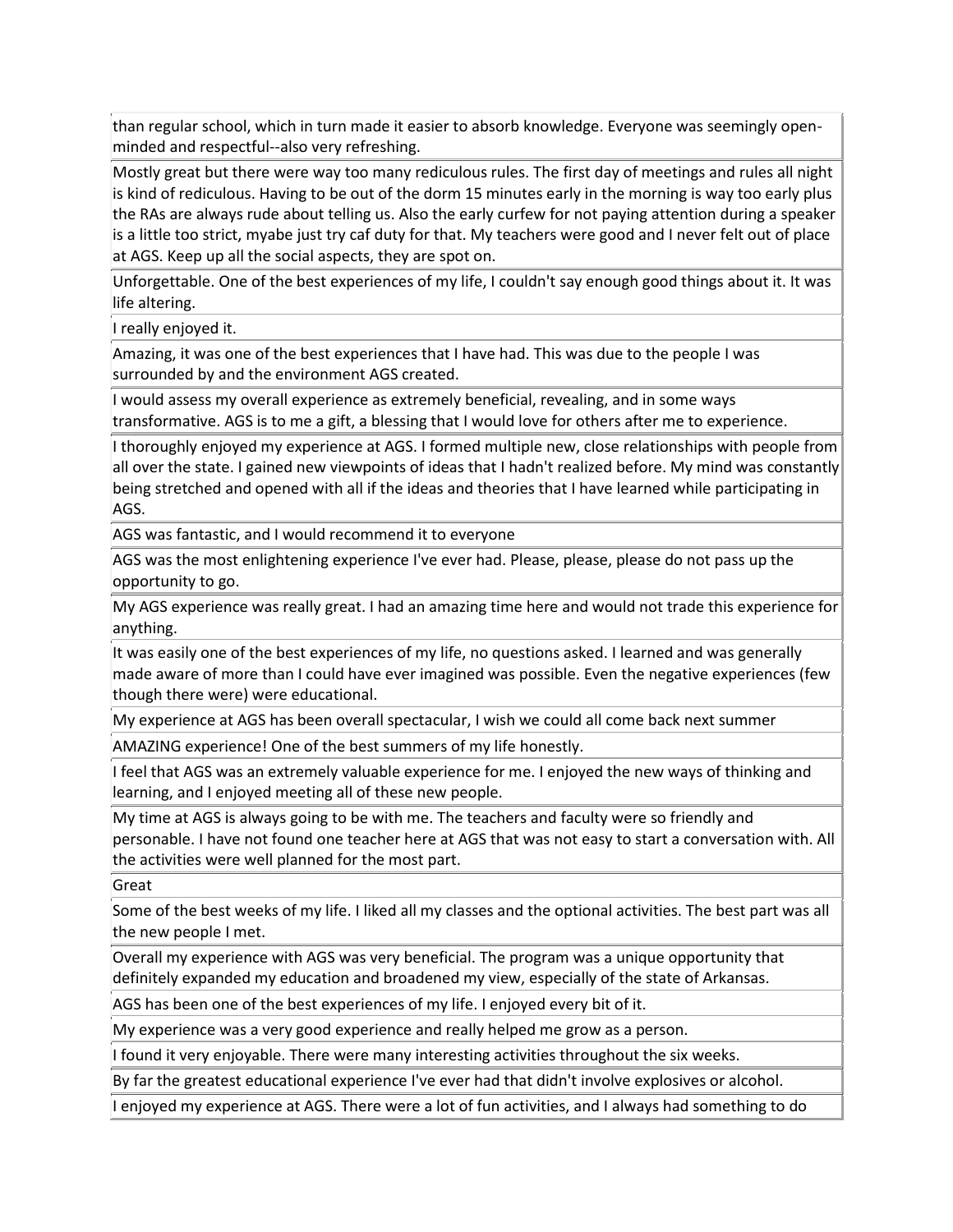| |
|---|
| than regular school, which in turn made it easier to absorb knowledge. Everyone was seemingly open-minded and respectful--also very refreshing. |
| Mostly great but there were way too many rediculous rules. The first day of meetings and rules all night is kind of rediculous. Having to be out of the dorm 15 minutes early in the morning is way too early plus the RAs are always rude about telling us. Also the early curfew for not paying attention during a speaker is a little too strict, myabe just try caf duty for that. My teachers were good and I never felt out of place at AGS. Keep up all the social aspects, they are spot on. |
| Unforgettable. One of the best experiences of my life, I couldn't say enough good things about it. It was life altering. |
| I really enjoyed it. |
| Amazing, it was one of the best experiences that I have had. This was due to the people I was surrounded by and the environment AGS created. |
| I would assess my overall experience as extremely beneficial, revealing, and in some ways transformative. AGS is to me a gift, a blessing that I would love for others after me to experience. |
| I thoroughly enjoyed my experience at AGS. I formed multiple new, close relationships with people from all over the state. I gained new viewpoints of ideas that I hadn't realized before. My mind was constantly being stretched and opened with all if the ideas and theories that I have learned while participating in AGS. |
| AGS was fantastic, and I would recommend it to everyone |
| AGS was the most enlightening experience I've ever had. Please, please, please do not pass up the opportunity to go. |
| My AGS experience was really great. I had an amazing time here and would not trade this experience for anything. |
| It was easily one of the best experiences of my life, no questions asked. I learned and was generally made aware of more than I could have ever imagined was possible. Even the negative experiences (few though there were) were educational. |
| My experience at AGS has been overall spectacular, I wish we could all come back next summer |
| AMAZING experience! One of the best summers of my life honestly. |
| I feel that AGS was an extremely valuable experience for me. I enjoyed the new ways of thinking and learning, and I enjoyed meeting all of these new people. |
| My time at AGS is always going to be with me. The teachers and faculty were so friendly and personable. I have not found one teacher here at AGS that was not easy to start a conversation with. All the activities were well planned for the most part. |
| Great |
| Some of the best weeks of my life. I liked all my classes and the optional activities. The best part was all the new people I met. |
| Overall my experience with AGS was very beneficial. The program was a unique opportunity that definitely expanded my education and broadened my view, especially of the state of Arkansas. |
| AGS has been one of the best experiences of my life. I enjoyed every bit of it. |
| My experience was a very good experience and really helped me grow as a person. |
| I found it very enjoyable. There were many interesting activities throughout the six weeks. |
| By far the greatest educational experience I've ever had that didn't involve explosives or alcohol. |
| I enjoyed my experience at AGS. There were a lot of fun activities, and I always had something to do |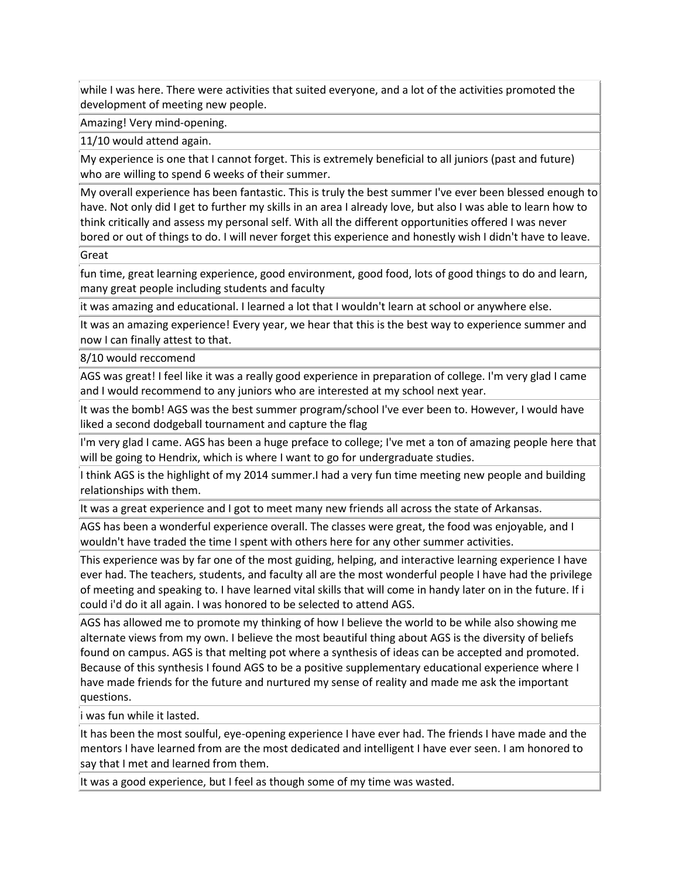| |
|---|
| while I was here. There were activities that suited everyone, and a lot of the activities promoted the development of meeting new people. |
| Amazing! Very mind-opening. |
| 11/10 would attend again. |
| My experience is one that I cannot forget. This is extremely beneficial to all juniors (past and future) who are willing to spend 6 weeks of their summer. |
| My overall experience has been fantastic. This is truly the best summer I've ever been blessed enough to have. Not only did I get to further my skills in an area I already love, but also I was able to learn how to think critically and assess my personal self. With all the different opportunities offered I was never bored or out of things to do. I will never forget this experience and honestly wish I didn't have to leave. |
| Great |
| fun time, great learning experience, good environment, good food, lots of good things to do and learn, many great people including students and faculty |
| it was amazing and educational. I learned a lot that I wouldn't learn at school or anywhere else. |
| It was an amazing experience! Every year, we hear that this is the best way to experience summer and now I can finally attest to that. |
| 8/10 would reccomend |
| AGS was great! I feel like it was a really good experience in preparation of college. I'm very glad I came and I would recommend to any juniors who are interested at my school next year. |
| It was the bomb! AGS was the best summer program/school I've ever been to. However, I would have liked a second dodgeball tournament and capture the flag |
| I'm very glad I came. AGS has been a huge preface to college; I've met a ton of amazing people here that will be going to Hendrix, which is where I want to go for undergraduate studies. |
| I think AGS is the highlight of my 2014 summer.I had a very fun time meeting new people and building relationships with them. |
| It was a great experience and I got to meet many new friends all across the state of Arkansas. |
| AGS has been a wonderful experience overall. The classes were great, the food was enjoyable, and I wouldn't have traded the time I spent with others here for any other summer activities. |
| This experience was by far one of the most guiding, helping, and interactive learning experience I have ever had. The teachers, students, and faculty all are the most wonderful people I have had the privilege of meeting and speaking to. I have learned vital skills that will come in handy later on in the future. If i could i'd do it all again. I was honored to be selected to attend AGS. |
| AGS has allowed me to promote my thinking of how I believe the world to be while also showing me alternate views from my own. I believe the most beautiful thing about AGS is the diversity of beliefs found on campus. AGS is that melting pot where a synthesis of ideas can be accepted and promoted. Because of this synthesis I found AGS to be a positive supplementary educational experience where I have made friends for the future and nurtured my sense of reality and made me ask the important questions. |
| i was fun while it lasted. |
| It has been the most soulful, eye-opening experience I have ever had. The friends I have made and the mentors I have learned from are the most dedicated and intelligent I have ever seen. I am honored to say that I met and learned from them. |
| It was a good experience, but I feel as though some of my time was wasted. |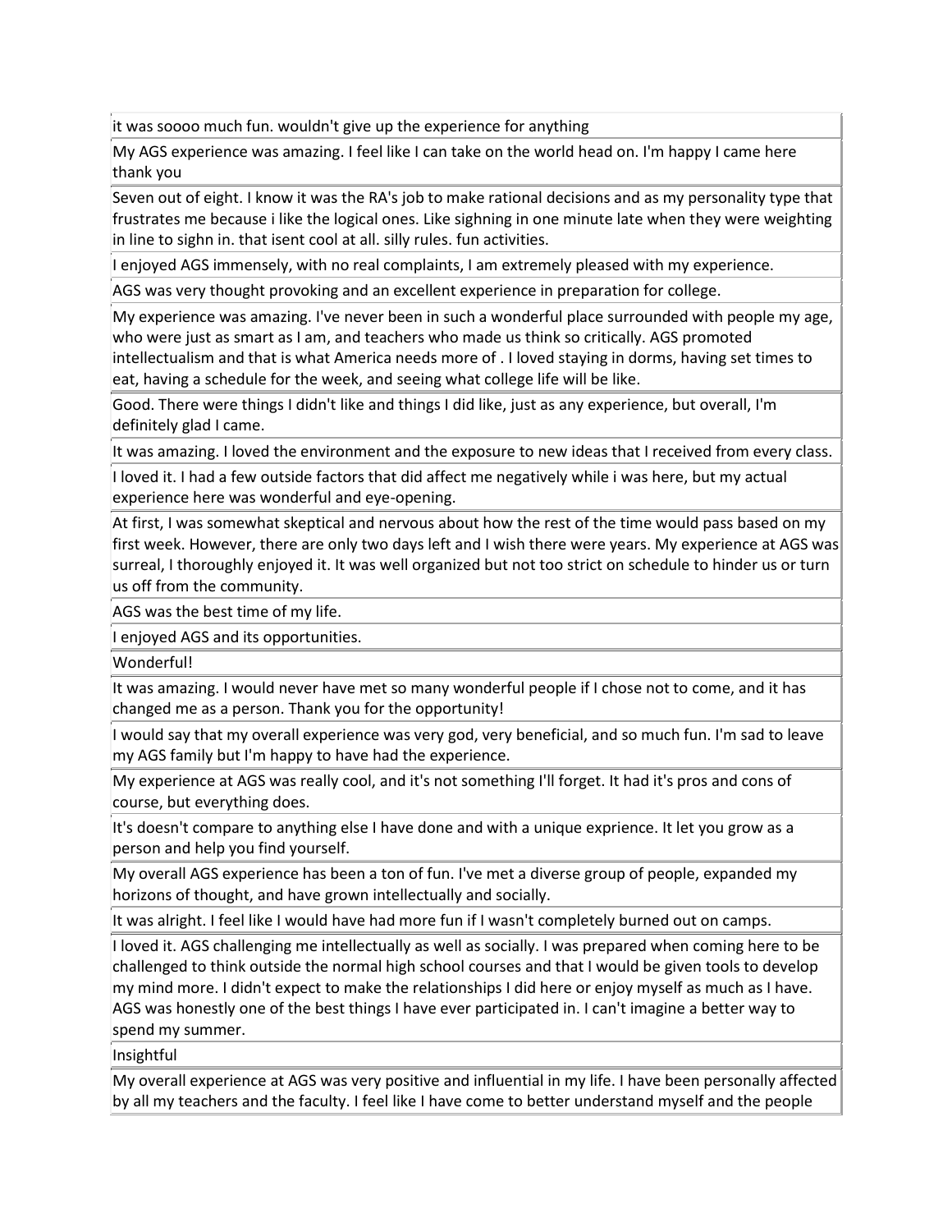| |
|---|
| it was soooo much fun. wouldn't give up the experience for anything |
| My AGS experience was amazing. I feel like I can take on the world head on. I'm happy I came here thank you |
| Seven out of eight. I know it was the RA's job to make rational decisions and as my personality type that frustrates me because i like the logical ones. Like sighning in one minute late when they were weighting in line to sighn in. that isent cool at all. silly rules. fun activities. |
| I enjoyed AGS immensely, with no real complaints, I am extremely pleased with my experience. |
| AGS was very thought provoking and an excellent experience in preparation for college. |
| My experience was amazing. I've never been in such a wonderful place surrounded with people my age, who were just as smart as I am, and teachers who made us think so critically. AGS promoted intellectualism and that is what America needs more of . I loved staying in dorms, having set times to eat, having a schedule for the week, and seeing what college life will be like. |
| Good. There were things I didn't like and things I did like, just as any experience, but overall, I'm definitely glad I came. |
| It was amazing. I loved the environment and the exposure to new ideas that I received from every class. |
| I loved it. I had a few outside factors that did affect me negatively while i was here, but my actual experience here was wonderful and eye-opening. |
| At first, I was somewhat skeptical and nervous about how the rest of the time would pass based on my first week. However, there are only two days left and I wish there were years. My experience at AGS was surreal, I thoroughly enjoyed it. It was well organized but not too strict on schedule to hinder us or turn us off from the community. |
| AGS was the best time of my life. |
| I enjoyed AGS and its opportunities. |
| Wonderful! |
| It was amazing. I would never have met so many wonderful people if I chose not to come, and it has changed me as a person. Thank you for the opportunity! |
| I would say that my overall experience was very god, very beneficial, and so much fun. I'm sad to leave my AGS family but I'm happy to have had the experience. |
| My experience at AGS was really cool, and it's not something I'll forget. It had it's pros and cons of course, but everything does. |
| It's doesn't compare to anything else I have done and with a unique exprience. It let you grow as a person and help you find yourself. |
| My overall AGS experience has been a ton of fun. I've met a diverse group of people, expanded my horizons of thought, and have grown intellectually and socially. |
| It was alright. I feel like I would have had more fun if I wasn't completely burned out on camps. |
| I loved it. AGS challenging me intellectually as well as socially. I was prepared when coming here to be challenged to think outside the normal high school courses and that I would be given tools to develop my mind more. I didn't expect to make the relationships I did here or enjoy myself as much as I have. AGS was honestly one of the best things I have ever participated in. I can't imagine a better way to spend my summer. |
| Insightful |
| My overall experience at AGS was very positive and influential in my life. I have been personally affected by all my teachers and the faculty. I feel like I have come to better understand myself and the people |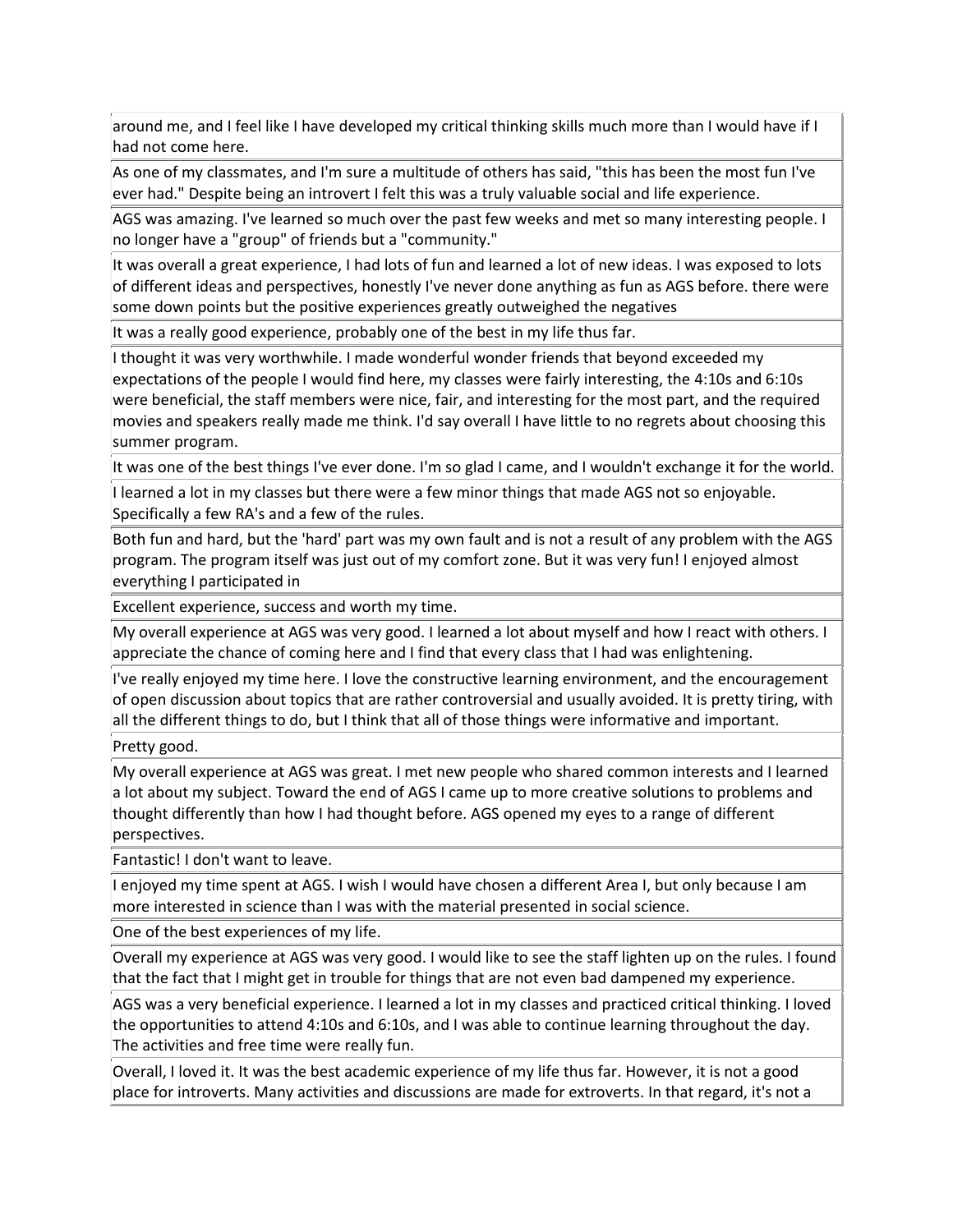| |
|---|
| around me, and I feel like I have developed my critical thinking skills much more than I would have if I had not come here. |
| As one of my classmates, and I'm sure a multitude of others has said, "this has been the most fun I've ever had." Despite being an introvert I felt this was a truly valuable social and life experience. |
| AGS was amazing. I've learned so much over the past few weeks and met so many interesting people. I no longer have a "group" of friends but a "community." |
| It was overall a great experience, I had lots of fun and learned a lot of new ideas. I was exposed to lots of different ideas and perspectives, honestly I've never done anything as fun as AGS before. there were some down points but the positive experiences greatly outweighed the negatives |
| It was a really good experience, probably one of the best in my life thus far. |
| I thought it was very worthwhile. I made wonderful wonder friends that beyond exceeded my expectations of the people I would find here, my classes were fairly interesting, the 4:10s and 6:10s were beneficial, the staff members were nice, fair, and interesting for the most part, and the required movies and speakers really made me think. I'd say overall I have little to no regrets about choosing this summer program. |
| It was one of the best things I've ever done. I'm so glad I came, and I wouldn't exchange it for the world. |
| I learned a lot in my classes but there were a few minor things that made AGS not so enjoyable. Specifically a few RA's and a few of the rules. |
| Both fun and hard, but the 'hard' part was my own fault and is not a result of any problem with the AGS program. The program itself was just out of my comfort zone. But it was very fun! I enjoyed almost everything I participated in |
| Excellent experience, success and worth my time. |
| My overall experience at AGS was very good. I learned a lot about myself and how I react with others. I appreciate the chance of coming here and I find that every class that I had was enlightening. |
| I've really enjoyed my time here. I love the constructive learning environment, and the encouragement of open discussion about topics that are rather controversial and usually avoided. It is pretty tiring, with all the different things to do, but I think that all of those things were informative and important. |
| Pretty good. |
| My overall experience at AGS was great. I met new people who shared common interests and I learned a lot about my subject. Toward the end of AGS I came up to more creative solutions to problems and thought differently than how I had thought before. AGS opened my eyes to a range of different perspectives. |
| Fantastic! I don't want to leave. |
| I enjoyed my time spent at AGS. I wish I would have chosen a different Area I, but only because I am more interested in science than I was with the material presented in social science. |
| One of the best experiences of my life. |
| Overall my experience at AGS was very good. I would like to see the staff lighten up on the rules. I found that the fact that I might get in trouble for things that are not even bad dampened my experience. |
| AGS was a very beneficial experience. I learned a lot in my classes and practiced critical thinking. I loved the opportunities to attend 4:10s and 6:10s, and I was able to continue learning throughout the day. The activities and free time were really fun. |
| Overall, I loved it. It was the best academic experience of my life thus far. However, it is not a good place for introverts. Many activities and discussions are made for extroverts. In that regard, it's not a |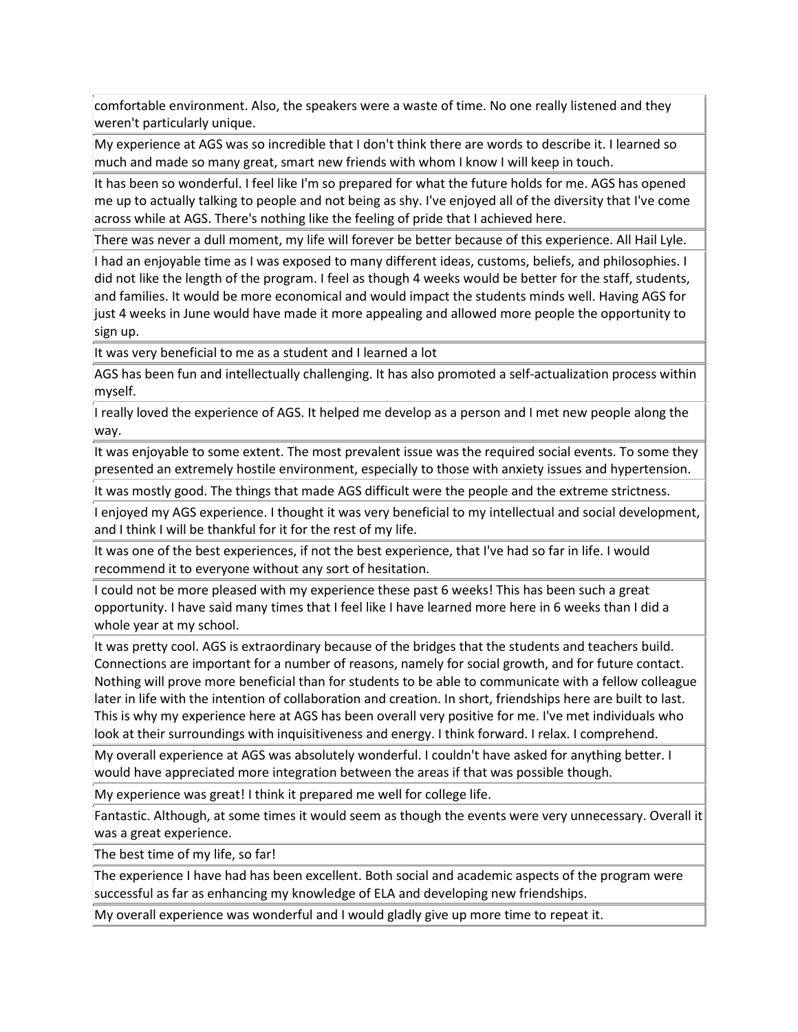comfortable environment. Also, the speakers were a waste of time. No one really listened and they weren't particularly unique.

My experience at AGS was so incredible that I don't think there are words to describe it. I learned so much and made so many great, smart new friends with whom I know I will keep in touch.

It has been so wonderful. I feel like I'm so prepared for what the future holds for me. AGS has opened me up to actually talking to people and not being as shy. I've enjoyed all of the diversity that I've come across while at AGS. There's nothing like the feeling of pride that I achieved here.

There was never a dull moment, my life will forever be better because of this experience. All Hail Lyle.

I had an enjoyable time as I was exposed to many different ideas, customs, beliefs, and philosophies. I did not like the length of the program. I feel as though 4 weeks would be better for the staff, students, and families. It would be more economical and would impact the students minds well. Having AGS for just 4 weeks in June would have made it more appealing and allowed more people the opportunity to sign up.

It was very beneficial to me as a student and I learned a lot

AGS has been fun and intellectually challenging. It has also promoted a self-actualization process within myself.

I really loved the experience of AGS. It helped me develop as a person and I met new people along the way.

It was enjoyable to some extent. The most prevalent issue was the required social events. To some they presented an extremely hostile environment, especially to those with anxiety issues and hypertension.

It was mostly good. The things that made AGS difficult were the people and the extreme strictness.

I enjoyed my AGS experience. I thought it was very beneficial to my intellectual and social development, and I think I will be thankful for it for the rest of my life.

It was one of the best experiences, if not the best experience, that I've had so far in life. I would recommend it to everyone without any sort of hesitation.

I could not be more pleased with my experience these past 6 weeks! This has been such a great opportunity. I have said many times that I feel like I have learned more here in 6 weeks than I did a whole year at my school.

It was pretty cool. AGS is extraordinary because of the bridges that the students and teachers build. Connections are important for a number of reasons, namely for social growth, and for future contact. Nothing will prove more beneficial than for students to be able to communicate with a fellow colleague later in life with the intention of collaboration and creation. In short, friendships here are built to last. This is why my experience here at AGS has been overall very positive for me. I've met individuals who look at their surroundings with inquisitiveness and energy. I think forward. I relax. I comprehend.

My overall experience at AGS was absolutely wonderful. I couldn't have asked for anything better. I would have appreciated more integration between the areas if that was possible though.

My experience was great! I think it prepared me well for college life.

Fantastic. Although, at some times it would seem as though the events were very unnecessary. Overall it was a great experience.

The best time of my life, so far!

The experience I have had has been excellent. Both social and academic aspects of the program were successful as far as enhancing my knowledge of ELA and developing new friendships.

My overall experience was wonderful and I would gladly give up more time to repeat it.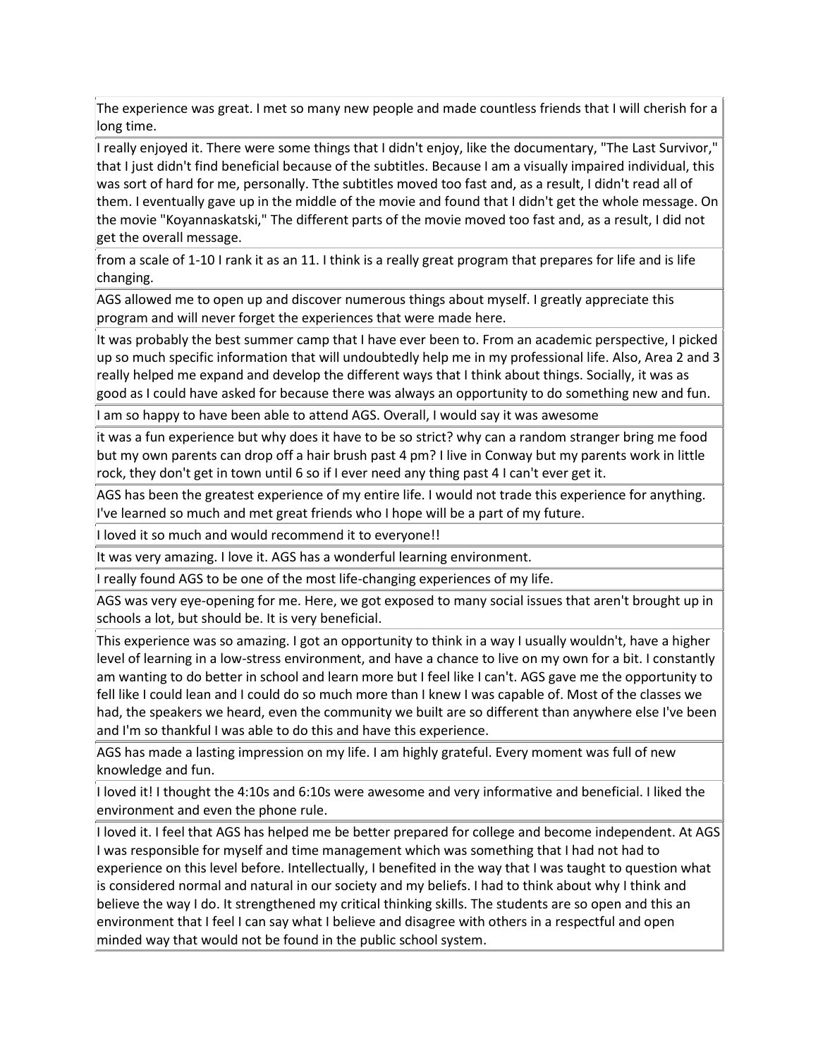| |
|---|
| The experience was great. I met so many new people and made countless friends that I will cherish for a long time. |
| I really enjoyed it. There were some things that I didn't enjoy, like the documentary, "The Last Survivor," that I just didn't find beneficial because of the subtitles. Because I am a visually impaired individual, this was sort of hard for me, personally. Tthe subtitles moved too fast and, as a result, I didn't read all of them. I eventually gave up in the middle of the movie and found that I didn't get the whole message. On the movie "Koyannaskatski," The different parts of the movie moved too fast and, as a result, I did not get the overall message. |
| from a scale of 1-10 I rank it as an 11. I think is a really great program that prepares for life and is life changing. |
| AGS allowed me to open up and discover numerous things about myself. I greatly appreciate this program and will never forget the experiences that were made here. |
| It was probably the best summer camp that I have ever been to. From an academic perspective, I picked up so much specific information that will undoubtedly help me in my professional life. Also, Area 2 and 3 really helped me expand and develop the different ways that I think about things. Socially, it was as good as I could have asked for because there was always an opportunity to do something new and fun. |
| I am so happy to have been able to attend AGS. Overall, I would say it was awesome |
| it was a fun experience but why does it have to be so strict? why can a random stranger bring me food but my own parents can drop off a hair brush past 4 pm? I live in Conway but my parents work in little rock, they don't get in town until 6 so if I ever need any thing past 4 I can't ever get it. |
| AGS has been the greatest experience of my entire life. I would not trade this experience for anything. I've learned so much and met great friends who I hope will be a part of my future. |
| I loved it so much and would recommend it to everyone!! |
| It was very amazing. I love it. AGS has a wonderful learning environment. |
| I really found AGS to be one of the most life-changing experiences of my life. |
| AGS was very eye-opening for me. Here, we got exposed to many social issues that aren't brought up in schools a lot, but should be. It is very beneficial. |
| This experience was so amazing. I got an opportunity to think in a way I usually wouldn't, have a higher level of learning in a low-stress environment, and have a chance to live on my own for a bit. I constantly am wanting to do better in school and learn more but I feel like I can't. AGS gave me the opportunity to fell like I could lean and I could do so much more than I knew I was capable of. Most of the classes we had, the speakers we heard, even the community we built are so different than anywhere else I've been and I'm so thankful I was able to do this and have this experience. |
| AGS has made a lasting impression on my life. I am highly grateful. Every moment was full of new knowledge and fun. |
| I loved it! I thought the 4:10s and 6:10s were awesome and very informative and beneficial. I liked the environment and even the phone rule. |
| I loved it. I feel that AGS has helped me be better prepared for college and become independent. At AGS I was responsible for myself and time management which was something that I had not had to experience on this level before. Intellectually, I benefited in the way that I was taught to question what is considered normal and natural in our society and my beliefs. I had to think about why I think and believe the way I do. It strengthened my critical thinking skills. The students are so open and this an environment that I feel I can say what I believe and disagree with others in a respectful and open minded way that would not be found in the public school system. |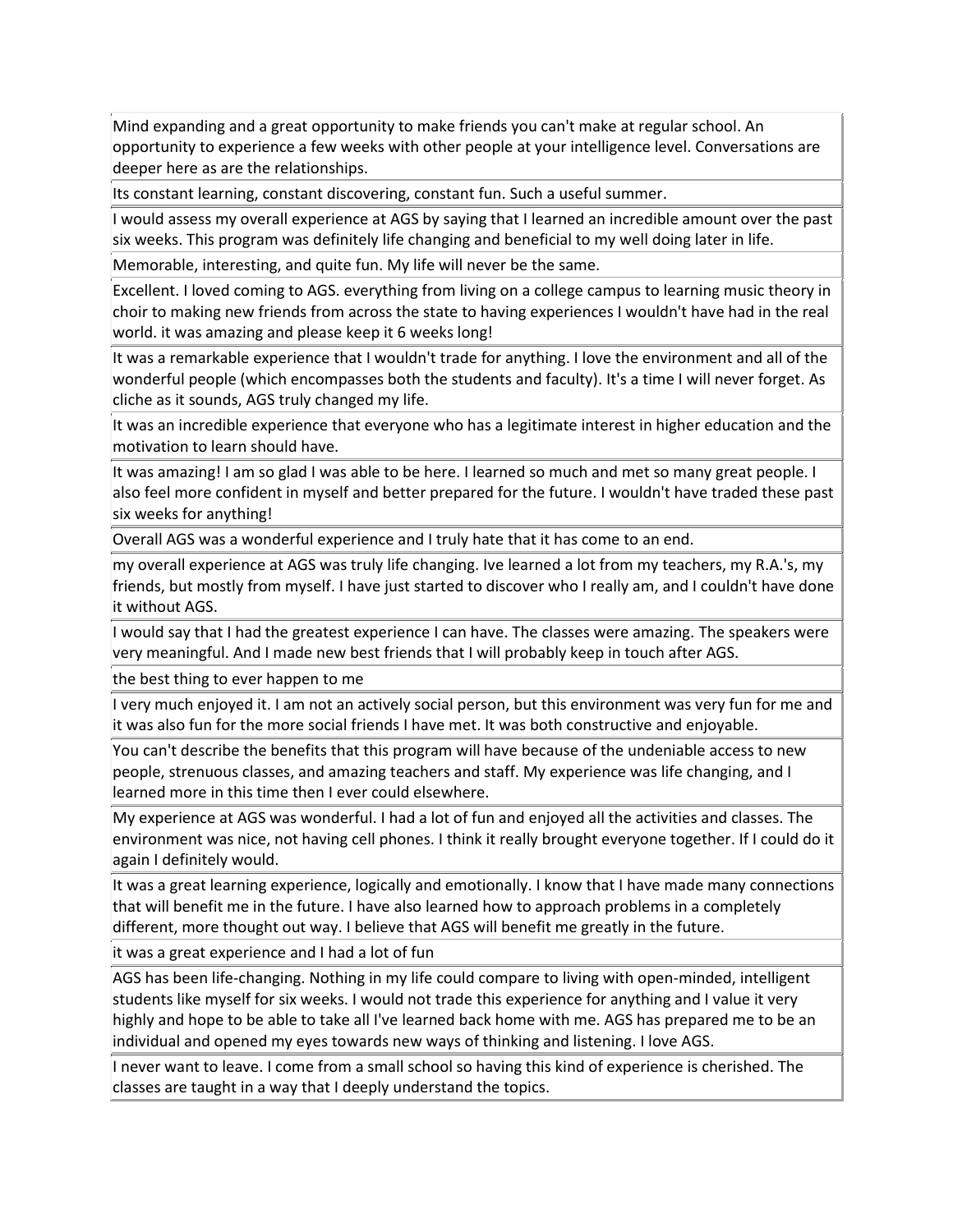| |
|---|
| Mind expanding and a great opportunity to make friends you can't make at regular school. An opportunity to experience a few weeks with other people at your intelligence level. Conversations are deeper here as are the relationships. |
| Its constant learning, constant discovering, constant fun. Such a useful summer. |
| I would assess my overall experience at AGS by saying that I learned an incredible amount over the past six weeks. This program was definitely life changing and beneficial to my well doing later in life. |
| Memorable, interesting, and quite fun. My life will never be the same. |
| Excellent. I loved coming to AGS. everything from living on a college campus to learning music theory in choir to making new friends from across the state to having experiences I wouldn't have had in the real world. it was amazing and please keep it 6 weeks long! |
| It was a remarkable experience that I wouldn't trade for anything. I love the environment and all of the wonderful people (which encompasses both the students and faculty). It's a time I will never forget. As cliche as it sounds, AGS truly changed my life. |
| It was an incredible experience that everyone who has a legitimate interest in higher education and the motivation to learn should have. |
| It was amazing! I am so glad I was able to be here. I learned so much and met so many great people. I also feel more confident in myself and better prepared for the future. I wouldn't have traded these past six weeks for anything! |
| Overall AGS was a wonderful experience and I truly hate that it has come to an end. |
| my overall experience at AGS was truly life changing. Ive learned a lot from my teachers, my R.A.'s, my friends, but mostly from myself. I have just started to discover who I really am, and I couldn't have done it without AGS. |
| I would say that I had the greatest experience I can have. The classes were amazing. The speakers were very meaningful. And I made new best friends that I will probably keep in touch after AGS. |
| the best thing to ever happen to me |
| I very much enjoyed it. I am not an actively social person, but this environment was very fun for me and it was also fun for the more social friends I have met. It was both constructive and enjoyable. |
| You can't describe the benefits that this program will have because of the undeniable access to new people, strenuous classes, and amazing teachers and staff. My experience was life changing, and I learned more in this time then I ever could elsewhere. |
| My experience at AGS was wonderful. I had a lot of fun and enjoyed all the activities and classes. The environment was nice, not having cell phones. I think it really brought everyone together. If I could do it again I definitely would. |
| It was a great learning experience, logically and emotionally. I know that I have made many connections that will benefit me in the future. I have also learned how to approach problems in a completely different, more thought out way. I believe that AGS will benefit me greatly in the future. |
| it was a great experience and I had a lot of fun |
| AGS has been life-changing. Nothing in my life could compare to living with open-minded, intelligent students like myself for six weeks. I would not trade this experience for anything and I value it very highly and hope to be able to take all I've learned back home with me. AGS has prepared me to be an individual and opened my eyes towards new ways of thinking and listening. I love AGS. |
| I never want to leave. I come from a small school so having this kind of experience is cherished. The classes are taught in a way that I deeply understand the topics. |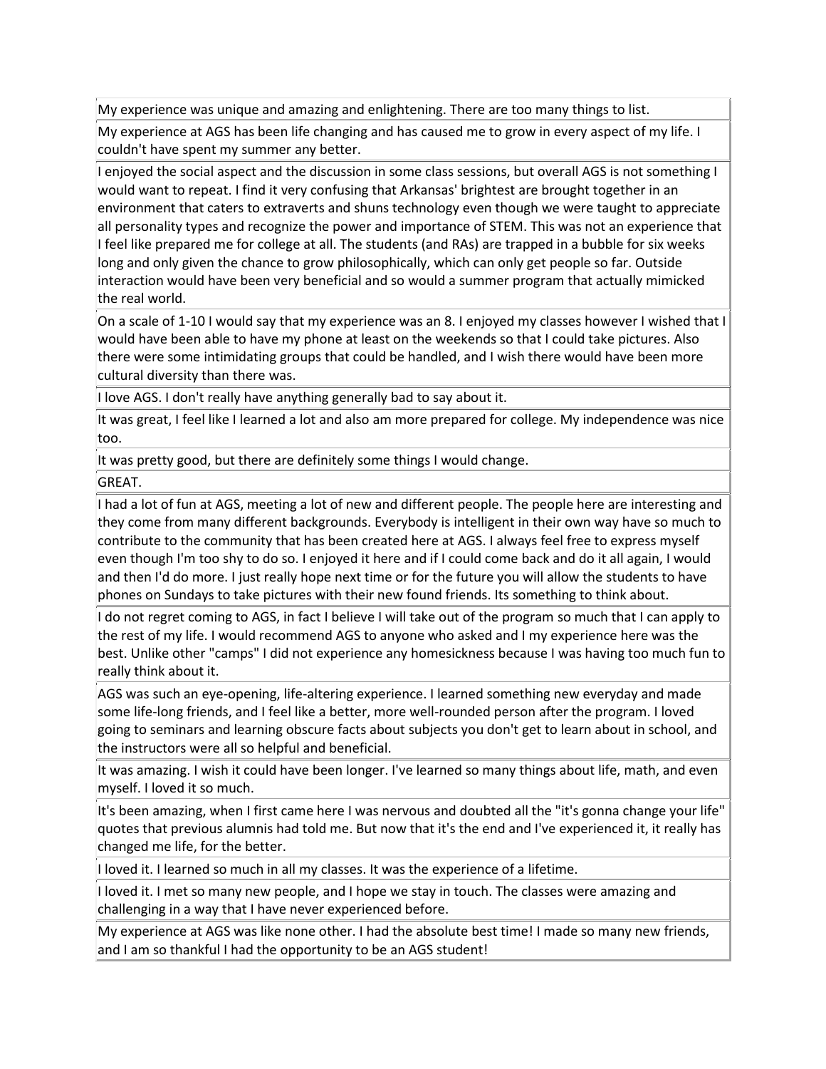| |
|---|
| My experience was unique and amazing and enlightening. There are too many things to list. |
| My experience at AGS has been life changing and has caused me to grow in every aspect of my life. I couldn't have spent my summer any better. |
| I enjoyed the social aspect and the discussion in some class sessions, but overall AGS is not something I would want to repeat. I find it very confusing that Arkansas' brightest are brought together in an environment that caters to extraverts and shuns technology even though we were taught to appreciate all personality types and recognize the power and importance of STEM. This was not an experience that I feel like prepared me for college at all. The students (and RAs) are trapped in a bubble for six weeks long and only given the chance to grow philosophically, which can only get people so far. Outside interaction would have been very beneficial and so would a summer program that actually mimicked the real world. |
| On a scale of 1-10 I would say that my experience was an 8. I enjoyed my classes however I wished that I would have been able to have my phone at least on the weekends so that I could take pictures. Also there were some intimidating groups that could be handled, and I wish there would have been more cultural diversity than there was. |
| I love AGS. I don't really have anything generally bad to say about it. |
| It was great, I feel like I learned a lot and also am more prepared for college. My independence was nice too. |
| It was pretty good, but there are definitely some things I would change. |
| GREAT. |
| I had a lot of fun at AGS, meeting a lot of new and different people. The people here are interesting and they come from many different backgrounds. Everybody is intelligent in their own way have so much to contribute to the community that has been created here at AGS. I always feel free to express myself even though I'm too shy to do so. I enjoyed it here and if I could come back and do it all again, I would and then I'd do more. I just really hope next time or for the future you will allow the students to have phones on Sundays to take pictures with their new found friends. Its something to think about. |
| I do not regret coming to AGS, in fact I believe I will take out of the program so much that I can apply to the rest of my life. I would recommend AGS to anyone who asked and I my experience here was the best. Unlike other "camps" I did not experience any homesickness because I was having too much fun to really think about it. |
| AGS was such an eye-opening, life-altering experience. I learned something new everyday and made some life-long friends, and I feel like a better, more well-rounded person after the program. I loved going to seminars and learning obscure facts about subjects you don't get to learn about in school, and the instructors were all so helpful and beneficial. |
| It was amazing. I wish it could have been longer. I've learned so many things about life, math, and even myself. I loved it so much. |
| It's been amazing, when I first came here I was nervous and doubted all the "it's gonna change your life" quotes that previous alumnis had told me. But now that it's the end and I've experienced it, it really has changed me life, for the better. |
| I loved it. I learned so much in all my classes. It was the experience of a lifetime. |
| I loved it. I met so many new people, and I hope we stay in touch. The classes were amazing and challenging in a way that I have never experienced before. |
| My experience at AGS was like none other. I had the absolute best time! I made so many new friends, and I am so thankful I had the opportunity to be an AGS student! |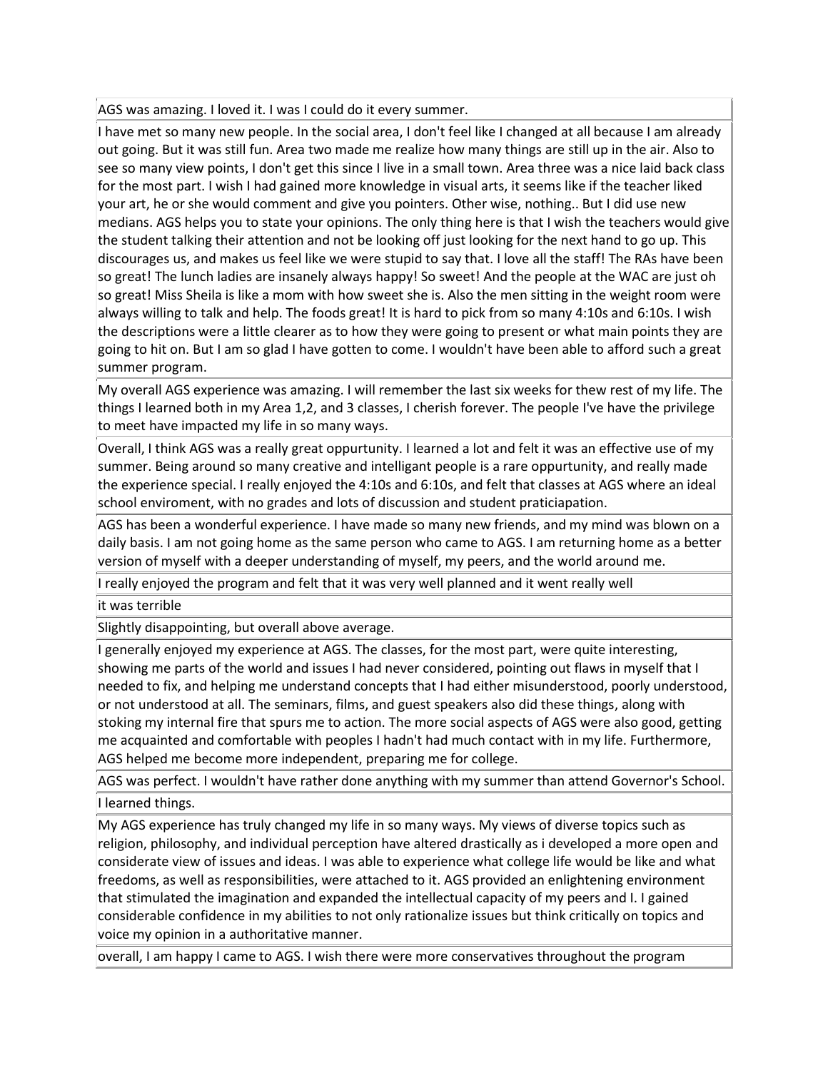| AGS was amazing. I loved it. I was I could do it every summer. |
|---|
| I have met so many new people. In the social area, I don't feel like I changed at all because I am already out going. But it was still fun. Area two made me realize how many things are still up in the air. Also to see so many view points, I don't get this since I live in a small town. Area three was a nice laid back class for the most part. I wish I had gained more knowledge in visual arts, it seems like if the teacher liked your art, he or she would comment and give you pointers. Other wise, nothing.. But I did use new medians. AGS helps you to state your opinions. The only thing here is that I wish the teachers would give the student talking their attention and not be looking off just looking for the next hand to go up. This discourages us, and makes us feel like we were stupid to say that. I love all the staff! The RAs have been so great! The lunch ladies are insanely always happy! So sweet! And the people at the WAC are just oh so great! Miss Sheila is like a mom with how sweet she is. Also the men sitting in the weight room were always willing to talk and help. The foods great! It is hard to pick from so many 4:10s and 6:10s. I wish the descriptions were a little clearer as to how they were going to present or what main points they are going to hit on. But I am so glad I have gotten to come. I wouldn't have been able to afford such a great summer program. |
| My overall AGS experience was amazing. I will remember the last six weeks for thew rest of my life. The things I learned both in my Area 1,2, and 3 classes, I cherish forever. The people I've have the privilege to meet have impacted my life in so many ways. |
| Overall, I think AGS was a really great oppurtunity. I learned a lot and felt it was an effective use of my summer. Being around so many creative and intelligant people is a rare oppurtunity, and really made the experience special. I really enjoyed the 4:10s and 6:10s, and felt that classes at AGS where an ideal school enviroment, with no grades and lots of discussion and student praticiapation. |
| AGS has been a wonderful experience. I have made so many new friends, and my mind was blown on a daily basis. I am not going home as the same person who came to AGS. I am returning home as a better version of myself with a deeper understanding of myself, my peers, and the world around me. |
| I really enjoyed the program and felt that it was very well planned and it went really well |
| it was terrible |
| Slightly disappointing, but overall above average. |
| I generally enjoyed my experience at AGS. The classes, for the most part, were quite interesting, showing me parts of the world and issues I had never considered, pointing out flaws in myself that I needed to fix, and helping me understand concepts that I had either misunderstood, poorly understood, or not understood at all. The seminars, films, and guest speakers also did these things, along with stoking my internal fire that spurs me to action. The more social aspects of AGS were also good, getting me acquainted and comfortable with peoples I hadn't had much contact with in my life. Furthermore, AGS helped me become more independent, preparing me for college. |
| AGS was perfect. I wouldn't have rather done anything with my summer than attend Governor's School. |
| I learned things. |
| My AGS experience has truly changed my life in so many ways. My views of diverse topics such as religion, philosophy, and individual perception have altered drastically as i developed a more open and considerate view of issues and ideas. I was able to experience what college life would be like and what freedoms, as well as responsibilities, were attached to it. AGS provided an enlightening environment that stimulated the imagination and expanded the intellectual capacity of my peers and I. I gained considerable confidence in my abilities to not only rationalize issues but think critically on topics and voice my opinion in a authoritative manner. |
| overall, I am happy I came to AGS. I wish there were more conservatives throughout the program |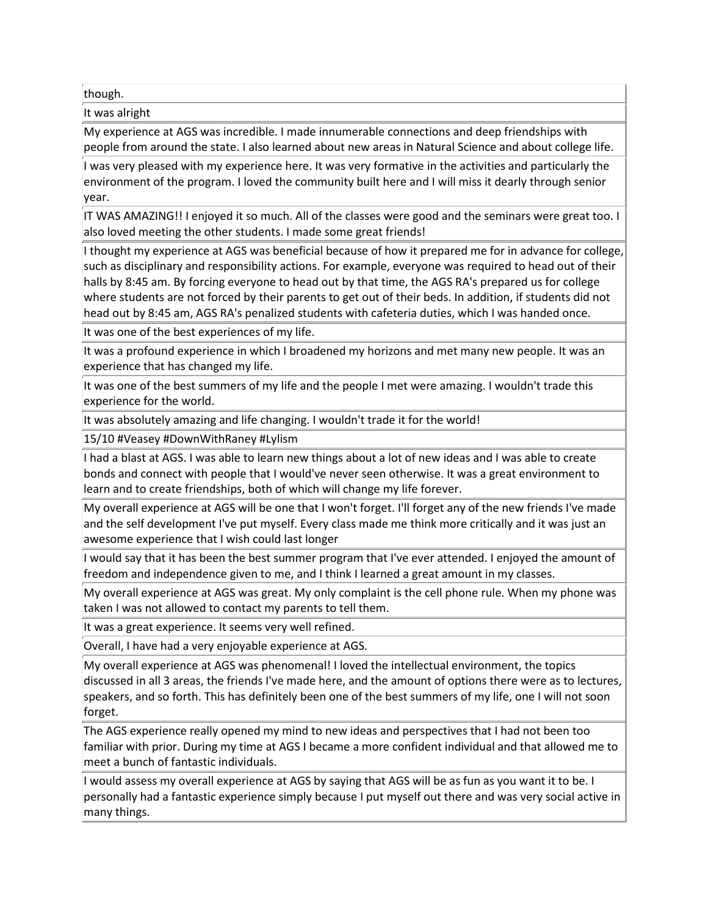| |
|---|
| though. |
| It was alright |
| My experience at AGS was incredible. I made innumerable connections and deep friendships with people from around the state. I also learned about new areas in Natural Science and about college life. |
| I was very pleased with my experience here. It was very formative in the activities and particularly the environment of the program. I loved the community built here and I will miss it dearly through senior year. |
| IT WAS AMAZING!! I enjoyed it so much. All of the classes were good and the seminars were great too. I also loved meeting the other students. I made some great friends! |
| I thought my experience at AGS was beneficial because of how it prepared me for in advance for college, such as disciplinary and responsibility actions. For example, everyone was required to head out of their halls by 8:45 am. By forcing everyone to head out by that time, the AGS RA's prepared us for college where students are not forced by their parents to get out of their beds. In addition, if students did not head out by 8:45 am, AGS RA's penalized students with cafeteria duties, which I was handed once. |
| It was one of the best experiences of my life. |
| It was a profound experience in which I broadened my horizons and met many new people. It was an experience that has changed my life. |
| It was one of the best summers of my life and the people I met were amazing. I wouldn't trade this experience for the world. |
| It was absolutely amazing and life changing. I wouldn't trade it for the world! |
| 15/10 #Veasey #DownWithRaney #Lylism |
| I had a blast at AGS. I was able to learn new things about a lot of new ideas and I was able to create bonds and connect with people that I would've never seen otherwise. It was a great environment to learn and to create friendships, both of which will change my life forever. |
| My overall experience at AGS will be one that I won't forget. I'll forget any of the new friends I've made and the self development I've put myself. Every class made me think more critically and it was just an awesome experience that I wish could last longer |
| I would say that it has been the best summer program that I've ever attended. I enjoyed the amount of freedom and independence given to me, and I think I learned a great amount in my classes. |
| My overall experience at AGS was great. My only complaint is the cell phone rule. When my phone was taken I was not allowed to contact my parents to tell them. |
| It was a great experience. It seems very well refined. |
| Overall, I have had a very enjoyable experience at AGS. |
| My overall experience at AGS was phenomenal! I loved the intellectual environment, the topics discussed in all 3 areas, the friends I've made here, and the amount of options there were as to lectures, speakers, and so forth. This has definitely been one of the best summers of my life, one I will not soon forget. |
| The AGS experience really opened my mind to new ideas and perspectives that I had not been too familiar with prior. During my time at AGS I became a more confident individual and that allowed me to meet a bunch of fantastic individuals. |
| I would assess my overall experience at AGS by saying that AGS will be as fun as you want it to be. I personally had a fantastic experience simply because I put myself out there and was very social active in many things. |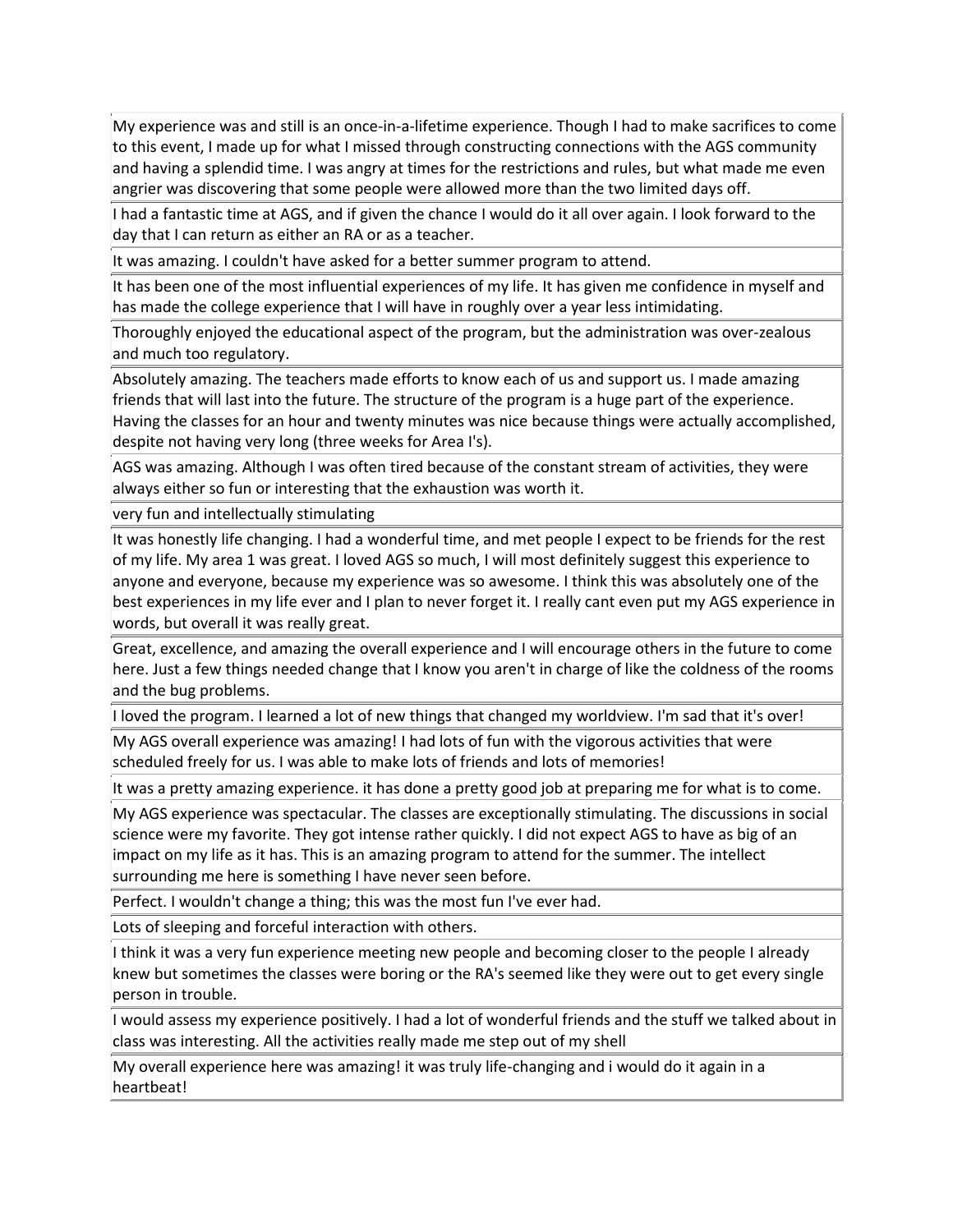| |
|---|
| My experience was and still is an once-in-a-lifetime experience. Though I had to make sacrifices to come to this event, I made up for what I missed through constructing connections with the AGS community and having a splendid time. I was angry at times for the restrictions and rules, but what made me even angrier was discovering that some people were allowed more than the two limited days off. |
| I had a fantastic time at AGS, and if given the chance I would do it all over again. I look forward to the day that I can return as either an RA or as a teacher. |
| It was amazing. I couldn't have asked for a better summer program to attend. |
| It has been one of the most influential experiences of my life. It has given me confidence in myself and has made the college experience that I will have in roughly over a year less intimidating. |
| Thoroughly enjoyed the educational aspect of the program, but the administration was over-zealous and much too regulatory. |
| Absolutely amazing. The teachers made efforts to know each of us and support us. I made amazing friends that will last into the future. The structure of the program is a huge part of the experience. Having the classes for an hour and twenty minutes was nice because things were actually accomplished, despite not having very long (three weeks for Area I's). |
| AGS was amazing. Although I was often tired because of the constant stream of activities, they were always either so fun or interesting that the exhaustion was worth it. |
| very fun and intellectually stimulating |
| It was honestly life changing. I had a wonderful time, and met people I expect to be friends for the rest of my life. My area 1 was great. I loved AGS so much, I will most definitely suggest this experience to anyone and everyone, because my experience was so awesome. I think this was absolutely one of the best experiences in my life ever and I plan to never forget it. I really cant even put my AGS experience in words, but overall it was really great. |
| Great, excellence, and amazing the overall experience and I will encourage others in the future to come here. Just a few things needed change that I know you aren't in charge of like the coldness of the rooms and the bug problems. |
| I loved the program. I learned a lot of new things that changed my worldview. I'm sad that it's over! |
| My AGS overall experience was amazing! I had lots of fun with the vigorous activities that were scheduled freely for us. I was able to make lots of friends and lots of memories! |
| It was a pretty amazing experience. it has done a pretty good job at preparing me for what is to come. |
| My AGS experience was spectacular. The classes are exceptionally stimulating. The discussions in social science were my favorite. They got intense rather quickly. I did not expect AGS to have as big of an impact on my life as it has. This is an amazing program to attend for the summer. The intellect surrounding me here is something I have never seen before. |
| Perfect. I wouldn't change a thing; this was the most fun I've ever had. |
| Lots of sleeping and forceful interaction with others. |
| I think it was a very fun experience meeting new people and becoming closer to the people I already knew but sometimes the classes were boring or the RA's seemed like they were out to get every single person in trouble. |
| I would assess my experience positively. I had a lot of wonderful friends and the stuff we talked about in class was interesting. All the activities really made me step out of my shell |
| My overall experience here was amazing! it was truly life-changing and i would do it again in a heartbeat! |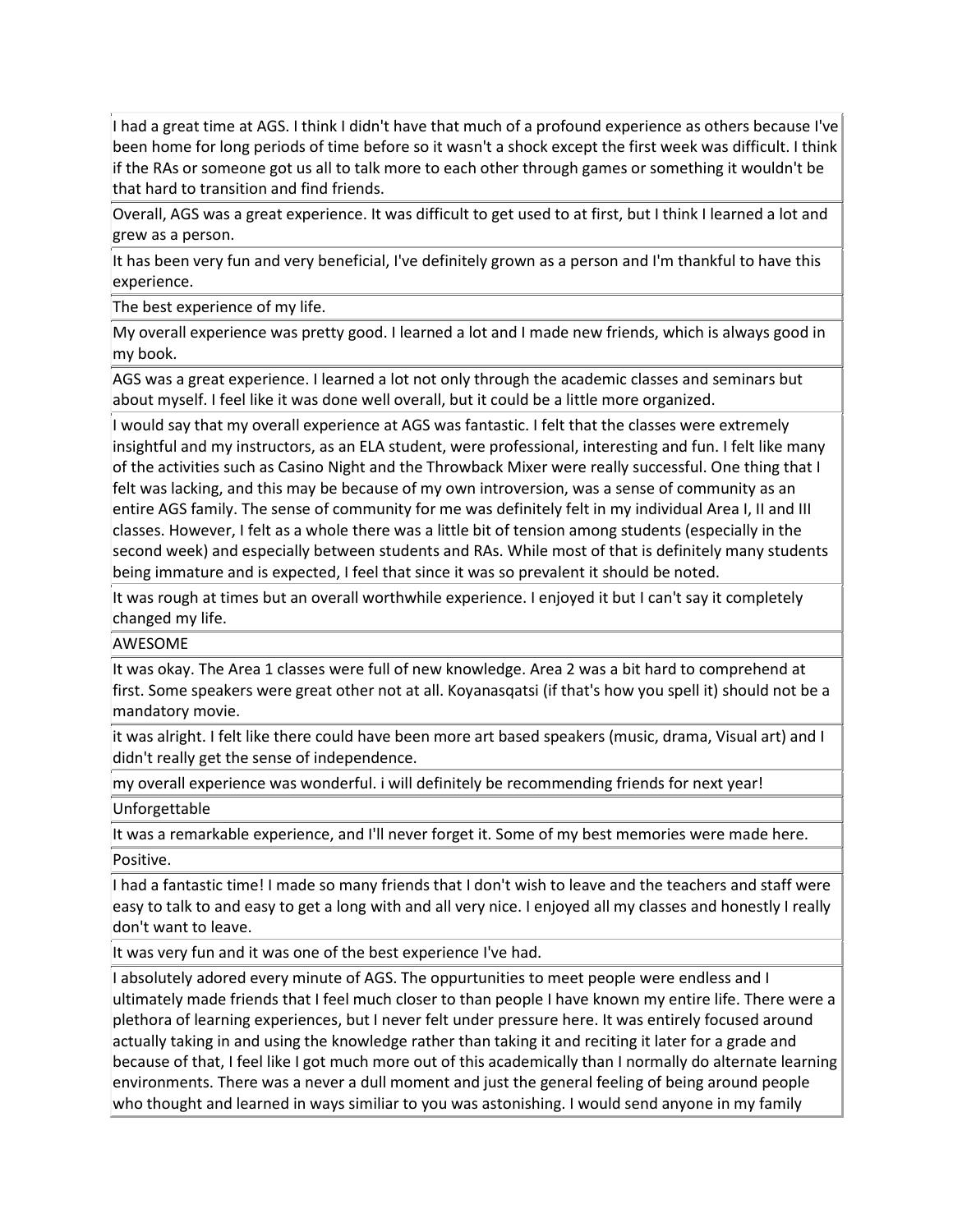| |
|---|
| I had a great time at AGS. I think I didn't have that much of a profound experience as others because I've been home for long periods of time before so it wasn't a shock except the first week was difficult. I think if the RAs or someone got us all to talk more to each other through games or something it wouldn't be that hard to transition and find friends. |
| Overall, AGS was a great experience. It was difficult to get used to at first, but I think I learned a lot and grew as a person. |
| It has been very fun and very beneficial, I've definitely grown as a person and I'm thankful to have this experience. |
| The best experience of my life. |
| My overall experience was pretty good. I learned a lot and I made new friends, which is always good in my book. |
| AGS was a great experience. I learned a lot not only through the academic classes and seminars but about myself. I feel like it was done well overall, but it could be a little more organized. |
| I would say that my overall experience at AGS was fantastic. I felt that the classes were extremely insightful and my instructors, as an ELA student, were professional, interesting and fun. I felt like many of the activities such as Casino Night and the Throwback Mixer were really successful. One thing that I felt was lacking, and this may be because of my own introversion, was a sense of community as an entire AGS family. The sense of community for me was definitely felt in my individual Area I, II and III classes. However, I felt as a whole there was a little bit of tension among students (especially in the second week) and especially between students and RAs. While most of that is definitely many students being immature and is expected, I feel that since it was so prevalent it should be noted. |
| It was rough at times but an overall worthwhile experience. I enjoyed it but I can't say it completely changed my life. |
| AWESOME |
| It was okay. The Area 1 classes were full of new knowledge. Area 2 was a bit hard to comprehend at first. Some speakers were great other not at all. Koyanasqatsi (if that's how you spell it) should not be a mandatory movie. |
| it was alright. I felt like there could have been more art based speakers (music, drama, Visual art) and I didn't really get the sense of independence. |
| my overall experience was wonderful. i will definitely be recommending friends for next year! |
| Unforgettable |
| It was a remarkable experience, and I'll never forget it. Some of my best memories were made here. |
| Positive. |
| I had a fantastic time! I made so many friends that I don't wish to leave and the teachers and staff were easy to talk to and easy to get a long with and all very nice. I enjoyed all my classes and honestly I really don't want to leave. |
| It was very fun and it was one of the best experience I've had. |
| I absolutely adored every minute of AGS. The oppurtunities to meet people were endless and I ultimately made friends that I feel much closer to than people I have known my entire life. There were a plethora of learning experiences, but I never felt under pressure here. It was entirely focused around actually taking in and using the knowledge rather than taking it and reciting it later for a grade and because of that, I feel like I got much more out of this academically than I normally do alternate learning environments. There was a never a dull moment and just the general feeling of being around people who thought and learned in ways similiar to you was astonishing. I would send anyone in my family |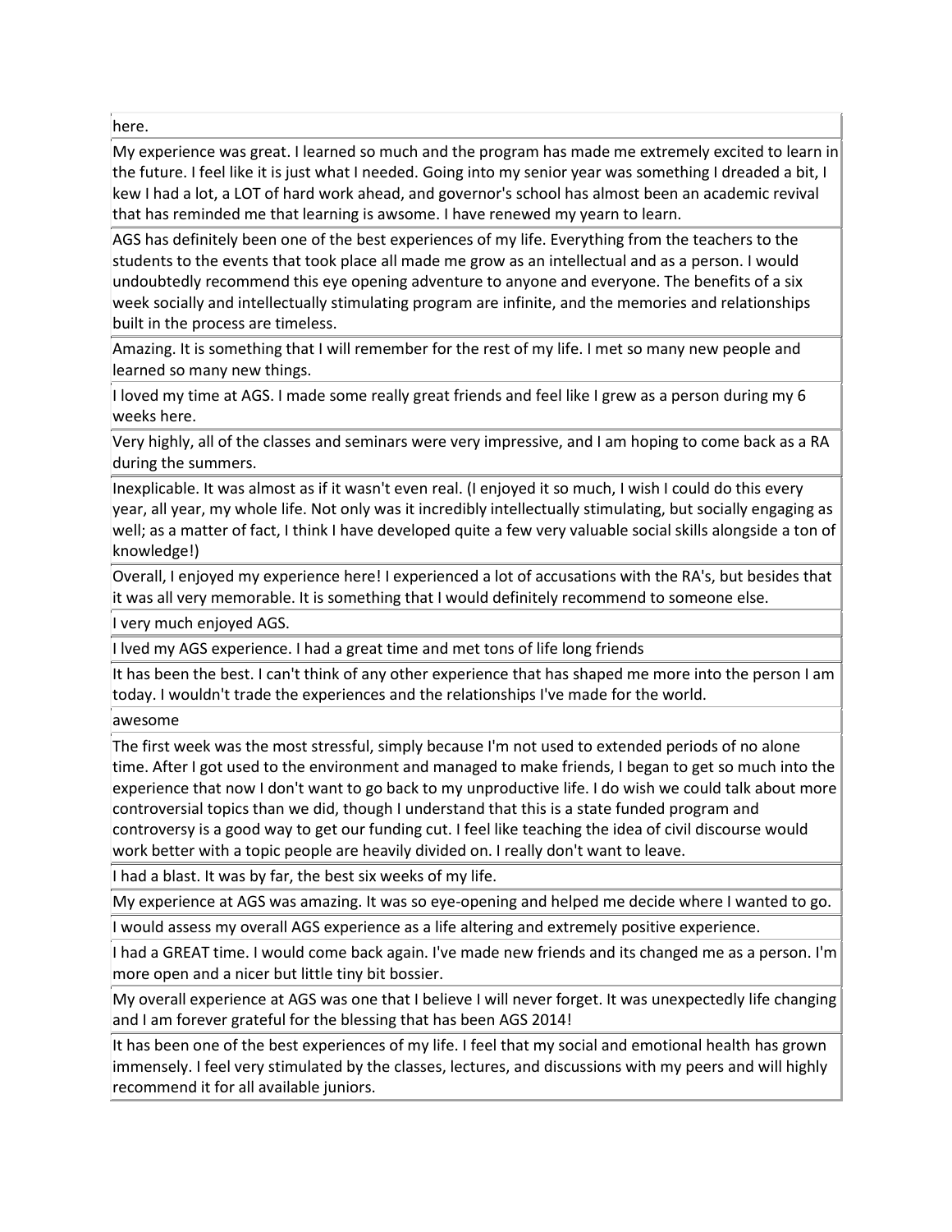| here. |
|---|
| My experience was great. I learned so much and the program has made me extremely excited to learn in the future. I feel like it is just what I needed. Going into my senior year was something I dreaded a bit, I kew I had a lot, a LOT of hard work ahead, and governor's school has almost been an academic revival that has reminded me that learning is awsome. I have renewed my yearn to learn. |
| AGS has definitely been one of the best experiences of my life. Everything from the teachers to the students to the events that took place all made me grow as an intellectual and as a person. I would undoubtedly recommend this eye opening adventure to anyone and everyone. The benefits of a six week socially and intellectually stimulating program are infinite, and the memories and relationships built in the process are timeless. |
| Amazing. It is something that I will remember for the rest of my life. I met so many new people and learned so many new things. |
| I loved my time at AGS. I made some really great friends and feel like I grew as a person during my 6 weeks here. |
| Very highly, all of the classes and seminars were very impressive, and I am hoping to come back as a RA during the summers. |
| Inexplicable. It was almost as if it wasn't even real. (I enjoyed it so much, I wish I could do this every year, all year, my whole life. Not only was it incredibly intellectually stimulating, but socially engaging as well; as a matter of fact, I think I have developed quite a few very valuable social skills alongside a ton of knowledge!) |
| Overall, I enjoyed my experience here! I experienced a lot of accusations with the RA's, but besides that it was all very memorable. It is something that I would definitely recommend to someone else. |
| I very much enjoyed AGS. |
| I lved my AGS experience. I had a great time and met tons of life long friends |
| It has been the best. I can't think of any other experience that has shaped me more into the person I am today. I wouldn't trade the experiences and the relationships I've made for the world. |
| awesome |
| The first week was the most stressful, simply because I'm not used to extended periods of no alone time. After I got used to the environment and managed to make friends, I began to get so much into the experience that now I don't want to go back to my unproductive life. I do wish we could talk about more controversial topics than we did, though I understand that this is a state funded program and controversy is a good way to get our funding cut. I feel like teaching the idea of civil discourse would work better with a topic people are heavily divided on. I really don't want to leave. |
| I had a blast. It was by far, the best six weeks of my life. |
| My experience at AGS was amazing. It was so eye-opening and helped me decide where I wanted to go. |
| I would assess my overall AGS experience as a life altering and extremely positive experience. |
| I had a GREAT time. I would come back again. I've made new friends and its changed me as a person. I'm more open and a nicer but little tiny bit bossier. |
| My overall experience at AGS was one that I believe I will never forget. It was unexpectedly life changing and I am forever grateful for the blessing that has been AGS 2014! |
| It has been one of the best experiences of my life. I feel that my social and emotional health has grown immensely. I feel very stimulated by the classes, lectures, and discussions with my peers and will highly recommend it for all available juniors. |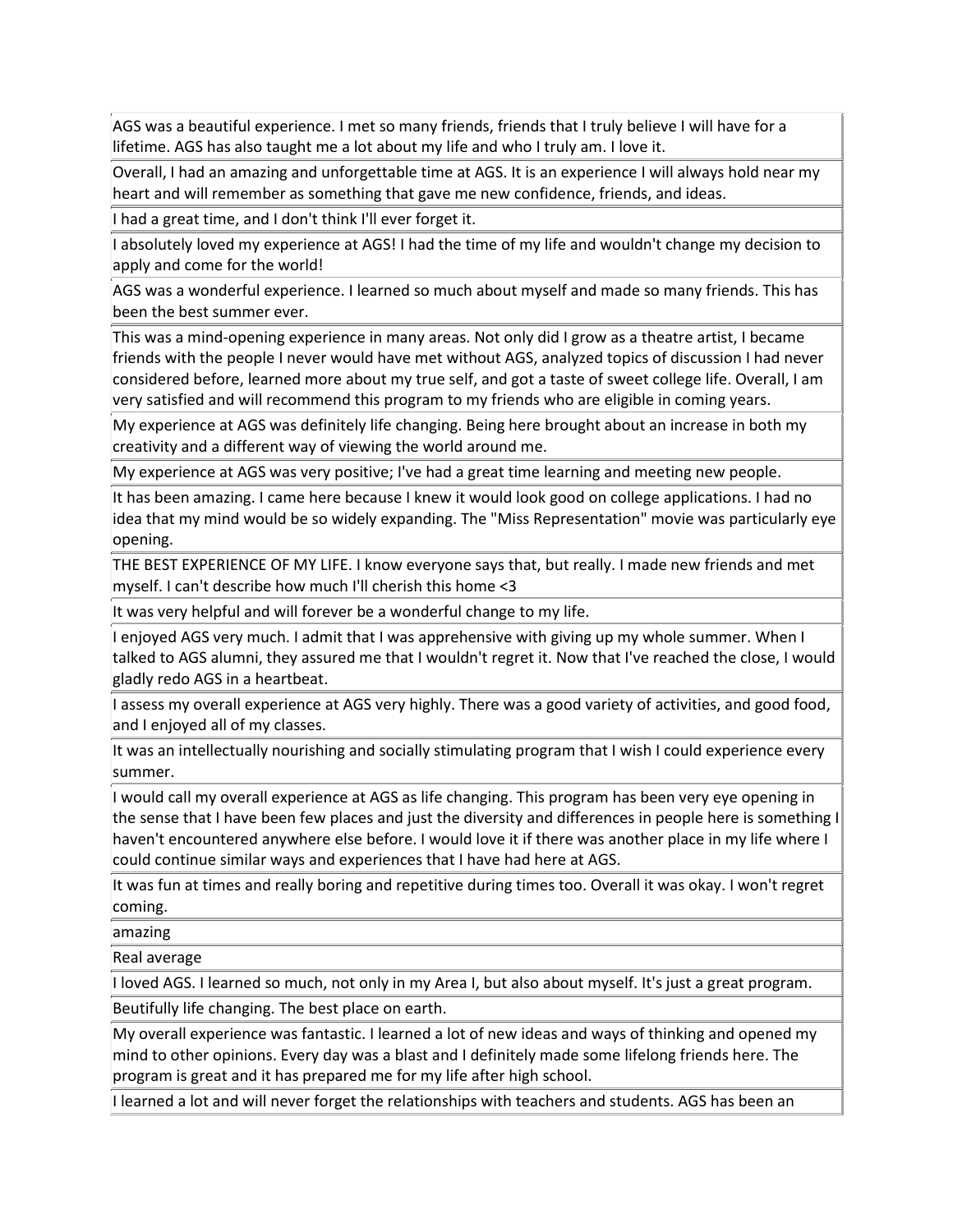| |
|---|
| AGS was a beautiful experience. I met so many friends, friends that I truly believe I will have for a lifetime. AGS has also taught me a lot about my life and who I truly am. I love it. |
| Overall, I had an amazing and unforgettable time at AGS. It is an experience I will always hold near my heart and will remember as something that gave me new confidence, friends, and ideas. |
| I had a great time, and I don't think I'll ever forget it. |
| I absolutely loved my experience at AGS! I had the time of my life and wouldn't change my decision to apply and come for the world! |
| AGS was a wonderful experience. I learned so much about myself and made so many friends. This has been the best summer ever. |
| This was a mind-opening experience in many areas. Not only did I grow as a theatre artist, I became friends with the people I never would have met without AGS, analyzed topics of discussion I had never considered before, learned more about my true self, and got a taste of sweet college life. Overall, I am very satisfied and will recommend this program to my friends who are eligible in coming years. |
| My experience at AGS was definitely life changing. Being here brought about an increase in both my creativity and a different way of viewing the world around me. |
| My experience at AGS was very positive; I've had a great time learning and meeting new people. |
| It has been amazing. I came here because I knew it would look good on college applications. I had no idea that my mind would be so widely expanding. The "Miss Representation" movie was particularly eye opening. |
| THE BEST EXPERIENCE OF MY LIFE. I know everyone says that, but really. I made new friends and met myself. I can't describe how much I'll cherish this home <3 |
| It was very helpful and will forever be a wonderful change to my life. |
| I enjoyed AGS very much. I admit that I was apprehensive with giving up my whole summer. When I talked to AGS alumni, they assured me that I wouldn't regret it. Now that I've reached the close, I would gladly redo AGS in a heartbeat. |
| I assess my overall experience at AGS very highly. There was a good variety of activities, and good food, and I enjoyed all of my classes. |
| It was an intellectually nourishing and socially stimulating program that I wish I could experience every summer. |
| I would call my overall experience at AGS as life changing. This program has been very eye opening in the sense that I have been few places and just the diversity and differences in people here is something I haven't encountered anywhere else before. I would love it if there was another place in my life where I could continue similar ways and experiences that I have had here at AGS. |
| It was fun at times and really boring and repetitive during times too. Overall it was okay. I won't regret coming. |
| amazing |
| Real average |
| I loved AGS. I learned so much, not only in my Area I, but also about myself. It's just a great program. |
| Beutifully life changing. The best place on earth. |
| My overall experience was fantastic. I learned a lot of new ideas and ways of thinking and opened my mind to other opinions. Every day was a blast and I definitely made some lifelong friends here. The program is great and it has prepared me for my life after high school. |
| I learned a lot and will never forget the relationships with teachers and students. AGS has been an |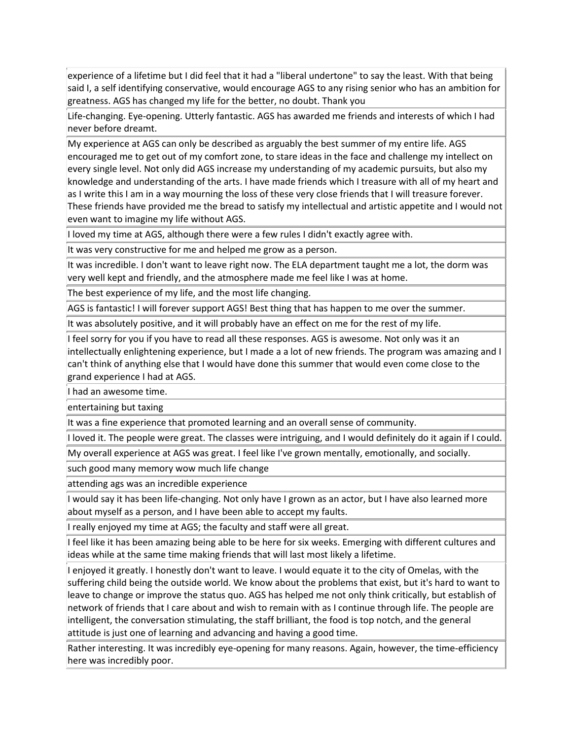| |
|---|
| experience of a lifetime but I did feel that it had a "liberal undertone" to say the least. With that being said I, a self identifying conservative, would encourage AGS to any rising senior who has an ambition for greatness. AGS has changed my life for the better, no doubt. Thank you |
| Life-changing. Eye-opening. Utterly fantastic. AGS has awarded me friends and interests of which I had never before dreamt. |
| My experience at AGS can only be described as arguably the best summer of my entire life. AGS encouraged me to get out of my comfort zone, to stare ideas in the face and challenge my intellect on every single level. Not only did AGS increase my understanding of my academic pursuits, but also my knowledge and understanding of the arts. I have made friends which I treasure with all of my heart and as I write this I am in a way mourning the loss of these very close friends that I will treasure forever. These friends have provided me the bread to satisfy my intellectual and artistic appetite and I would not even want to imagine my life without AGS. |
| I loved my time at AGS, although there were a few rules I didn't exactly agree with. |
| It was very constructive for me and helped me grow as a person. |
| It was incredible. I don't want to leave right now. The ELA department taught me a lot, the dorm was very well kept and friendly, and the atmosphere made me feel like I was at home. |
| The best experience of my life, and the most life changing. |
| AGS is fantastic! I will forever support AGS! Best thing that has happen to me over the summer. |
| It was absolutely positive, and it will probably have an effect on me for the rest of my life. |
| I feel sorry for you if you have to read all these responses. AGS is awesome. Not only was it an intellectually enlightening experience, but I made a a lot of new friends. The program was amazing and I can't think of anything else that I would have done this summer that would even come close to the grand experience I had at AGS. |
| I had an awesome time. |
| entertaining but taxing |
| It was a fine experience that promoted learning and an overall sense of community. |
| I loved it. The people were great. The classes were intriguing, and I would definitely do it again if I could. |
| My overall experience at AGS was great. I feel like I've grown mentally, emotionally, and socially. |
| such good many memory wow much life change |
| attending ags was an incredible experience |
| I would say it has been life-changing. Not only have I grown as an actor, but I have also learned more about myself as a person, and I have been able to accept my faults. |
| I really enjoyed my time at AGS; the faculty and staff were all great. |
| I feel like it has been amazing being able to be here for six weeks. Emerging with different cultures and ideas while at the same time making friends that will last most likely a lifetime. |
| I enjoyed it greatly. I honestly don't want to leave. I would equate it to the city of Omelas, with the suffering child being the outside world. We know about the problems that exist, but it's hard to want to leave to change or improve the status quo. AGS has helped me not only think critically, but establish of network of friends that I care about and wish to remain with as I continue through life. The people are intelligent, the conversation stimulating, the staff brilliant, the food is top notch, and the general attitude is just one of learning and advancing and having a good time. |
| Rather interesting. It was incredibly eye-opening for many reasons. Again, however, the time-efficiency here was incredibly poor. |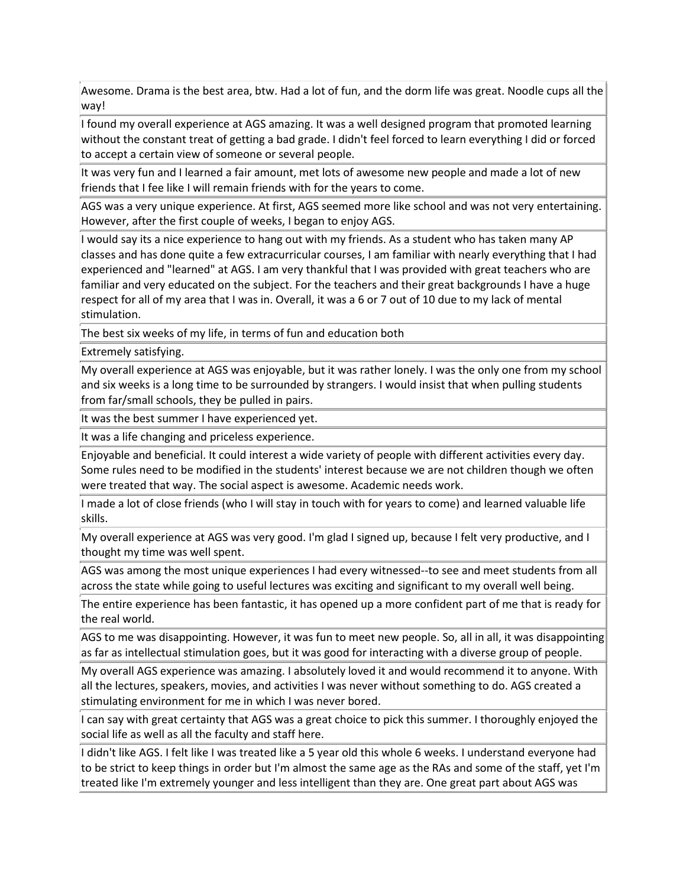| |
|---|
| Awesome. Drama is the best area, btw. Had a lot of fun, and the dorm life was great. Noodle cups all the way! |
| I found my overall experience at AGS amazing. It was a well designed program that promoted learning without the constant treat of getting a bad grade. I didn't feel forced to learn everything I did or forced to accept a certain view of someone or several people. |
| It was very fun and I learned a fair amount, met lots of awesome new people and made a lot of new friends that I fee like I will remain friends with for the years to come. |
| AGS was a very unique experience. At first, AGS seemed more like school and was not very entertaining. However, after the first couple of weeks, I began to enjoy AGS. |
| I would say its a nice experience to hang out with my friends. As a student who has taken many AP classes and has done quite a few extracurricular courses, I am familiar with nearly everything that I had experienced and "learned" at AGS. I am very thankful that I was provided with great teachers who are familiar and very educated on the subject. For the teachers and their great backgrounds I have a huge respect for all of my area that I was in. Overall, it was a 6 or 7 out of 10 due to my lack of mental stimulation. |
| The best six weeks of my life, in terms of fun and education both |
| Extremely satisfying. |
| My overall experience at AGS was enjoyable, but it was rather lonely. I was the only one from my school and six weeks is a long time to be surrounded by strangers. I would insist that when pulling students from far/small schools, they be pulled in pairs. |
| It was the best summer I have experienced yet. |
| It was a life changing and priceless experience. |
| Enjoyable and beneficial. It could interest a wide variety of people with different activities every day. Some rules need to be modified in the students' interest because we are not children though we often were treated that way. The social aspect is awesome. Academic needs work. |
| I made a lot of close friends (who I will stay in touch with for years to come) and learned valuable life skills. |
| My overall experience at AGS was very good. I'm glad I signed up, because I felt very productive, and I thought my time was well spent. |
| AGS was among the most unique experiences I had every witnessed--to see and meet students from all across the state while going to useful lectures was exciting and significant to my overall well being. |
| The entire experience has been fantastic, it has opened up a more confident part of me that is ready for the real world. |
| AGS to me was disappointing. However, it was fun to meet new people. So, all in all, it was disappointing as far as intellectual stimulation goes, but it was good for interacting with a diverse group of people. |
| My overall AGS experience was amazing. I absolutely loved it and would recommend it to anyone. With all the lectures, speakers, movies, and activities I was never without something to do. AGS created a stimulating environment for me in which I was never bored. |
| I can say with great certainty that AGS was a great choice to pick this summer. I thoroughly enjoyed the social life as well as all the faculty and staff here. |
| I didn't like AGS. I felt like I was treated like a 5 year old this whole 6 weeks. I understand everyone had to be strict to keep things in order but I'm almost the same age as the RAs and some of the staff, yet I'm treated like I'm extremely younger and less intelligent than they are. One great part about AGS was |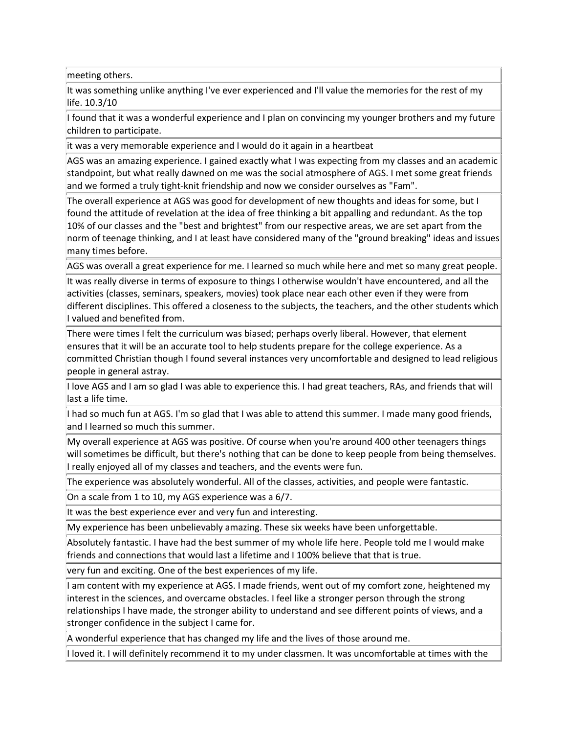| |
|---|
| meeting others. |
| It was something unlike anything I've ever experienced and I'll value the memories for the rest of my life. 10.3/10 |
| I found that it was a wonderful experience and I plan on convincing my younger brothers and my future children to participate. |
| it was a very memorable experience and I would do it again in a heartbeat |
| AGS was an amazing experience. I gained exactly what I was expecting from my classes and an academic standpoint, but what really dawned on me was the social atmosphere of AGS. I met some great friends and we formed a truly tight-knit friendship and now we consider ourselves as "Fam". |
| The overall experience at AGS was good for development of new thoughts and ideas for some, but I found the attitude of revelation at the idea of free thinking a bit appalling and redundant. As the top 10% of our classes and the "best and brightest" from our respective areas, we are set apart from the norm of teenage thinking, and I at least have considered many of the "ground breaking" ideas and issues many times before. |
| AGS was overall a great experience for me. I learned so much while here and met so many great people. |
| It was really diverse in terms of exposure to things I otherwise wouldn't have encountered, and all the activities (classes, seminars, speakers, movies) took place near each other even if they were from different disciplines. This offered a closeness to the subjects, the teachers, and the other students which I valued and benefited from. |
| There were times I felt the curriculum was biased; perhaps overly liberal. However, that element ensures that it will be an accurate tool to help students prepare for the college experience. As a committed Christian though I found several instances very uncomfortable and designed to lead religious people in general astray. |
| I love AGS and I am so glad I was able to experience this. I had great teachers, RAs, and friends that will last a life time. |
| I had so much fun at AGS. I'm so glad that I was able to attend this summer. I made many good friends, and I learned so much this summer. |
| My overall experience at AGS was positive. Of course when you're around 400 other teenagers things will sometimes be difficult, but there's nothing that can be done to keep people from being themselves. I really enjoyed all of my classes and teachers, and the events were fun. |
| The experience was absolutely wonderful. All of the classes, activities, and people were fantastic. |
| On a scale from 1 to 10, my AGS experience was a 6/7. |
| It was the best experience ever and very fun and interesting. |
| My experience has been unbelievably amazing. These six weeks have been unforgettable. |
| Absolutely fantastic. I have had the best summer of my whole life here. People told me I would make friends and connections that would last a lifetime and I 100% believe that that is true. |
| very fun and exciting. One of the best experiences of my life. |
| I am content with my experience at AGS. I made friends, went out of my comfort zone, heightened my interest in the sciences, and overcame obstacles. I feel like a stronger person through the strong relationships I have made, the stronger ability to understand and see different points of views, and a stronger confidence in the subject I came for. |
| A wonderful experience that has changed my life and the lives of those around me. |
| I loved it. I will definitely recommend it to my under classmen. It was uncomfortable at times with the |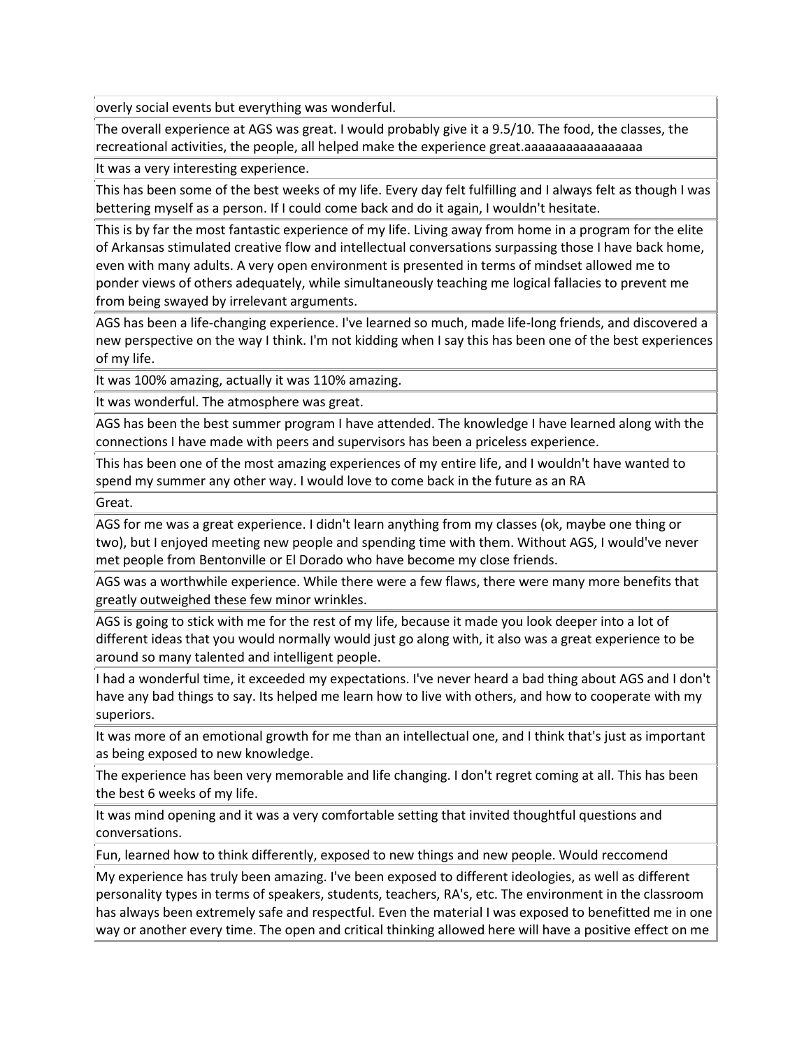| |
|---|
| overly social events but everything was wonderful. |
| The overall experience at AGS was great. I would probably give it a 9.5/10. The food, the classes, the recreational activities, the people, all helped make the experience great.aaaaaaaaaaaaaaaa |
| It was a very interesting experience. |
| This has been some of the best weeks of my life. Every day felt fulfilling and I always felt as though I was bettering myself as a person. If I could come back and do it again, I wouldn't hesitate. |
| This is by far the most fantastic experience of my life. Living away from home in a program for the elite of Arkansas stimulated creative flow and intellectual conversations surpassing those I have back home, even with many adults. A very open environment is presented in terms of mindset allowed me to ponder views of others adequately, while simultaneously teaching me logical fallacies to prevent me from being swayed by irrelevant arguments. |
| AGS has been a life-changing experience. I've learned so much, made life-long friends, and discovered a new perspective on the way I think. I'm not kidding when I say this has been one of the best experiences of my life. |
| It was 100% amazing, actually it was 110% amazing. |
| It was wonderful. The atmosphere was great. |
| AGS has been the best summer program I have attended. The knowledge I have learned along with the connections I have made with peers and supervisors has been a priceless experience. |
| This has been one of the most amazing experiences of my entire life, and I wouldn't have wanted to spend my summer any other way. I would love to come back in the future as an RA |
| Great. |
| AGS for me was a great experience. I didn't learn anything from my classes (ok, maybe one thing or two), but I enjoyed meeting new people and spending time with them. Without AGS, I would've never met people from Bentonville or El Dorado who have become my close friends. |
| AGS was a worthwhile experience. While there were a few flaws, there were many more benefits that greatly outweighed these few minor wrinkles. |
| AGS is going to stick with me for the rest of my life, because it made you look deeper into a lot of different ideas that you would normally would just go along with, it also was a great experience to be around so many talented and intelligent people. |
| I had a wonderful time, it exceeded my expectations. I've never heard a bad thing about AGS and I don't have any bad things to say. Its helped me learn how to live with others, and how to cooperate with my superiors. |
| It was more of an emotional growth for me than an intellectual one, and I think that's just as important as being exposed to new knowledge. |
| The experience has been very memorable and life changing. I don't regret coming at all. This has been the best 6 weeks of my life. |
| It was mind opening and it was a very comfortable setting that invited thoughtful questions and conversations. |
| Fun, learned how to think differently, exposed to new things and new people. Would reccomend |
| My experience has truly been amazing. I've been exposed to different ideologies, as well as different personality types in terms of speakers, students, teachers, RA's, etc. The environment in the classroom has always been extremely safe and respectful. Even the material I was exposed to benefitted me in one way or another every time. The open and critical thinking allowed here will have a positive effect on me |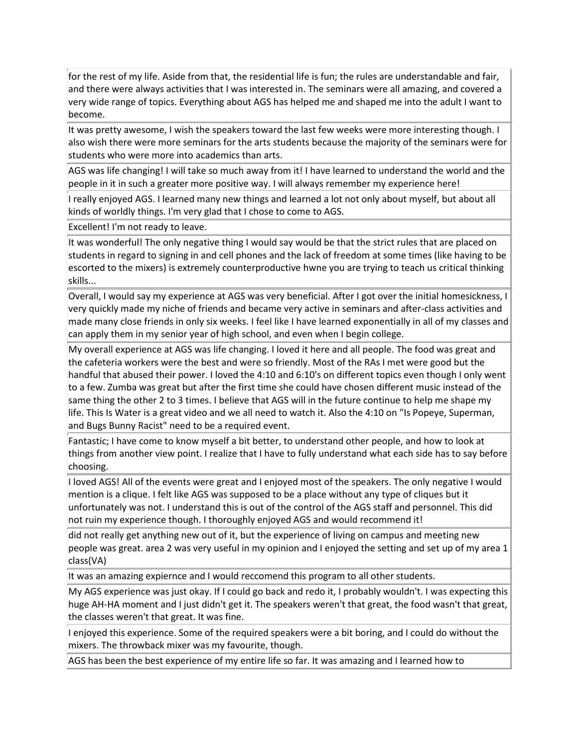| |
|---|
| for the rest of my life. Aside from that, the residential life is fun; the rules are understandable and fair, and there were always activities that I was interested in. The seminars were all amazing, and covered a very wide range of topics. Everything about AGS has helped me and shaped me into the adult I want to become. |
| It was pretty awesome, I wish the speakers toward the last few weeks were more interesting though. I also wish there were more seminars for the arts students because the majority of the seminars were for students who were more into academics than arts. |
| AGS was life changing! I will take so much away from it! I have learned to understand the world and the people in it in such a greater more positive way. I will always remember my experience here! |
| I really enjoyed AGS. I learned many new things and learned a lot not only about myself, but about all kinds of worldly things. I'm very glad that I chose to come to AGS. |
| Excellent! I'm not ready to leave. |
| It was wonderful! The only negative thing I would say would be that the strict rules that are placed on students in regard to signing in and cell phones and the lack of freedom at some times (like having to be escorted to the mixers) is extremely counterproductive hwne you are trying to teach us critical thinking skills... |
| Overall, I would say my experience at AGS was very beneficial. After I got over the initial homesickness, I very quickly made my niche of friends and became very active in seminars and after-class activities and made many close friends in only six weeks. I feel like I have learned exponentially in all of my classes and can apply them in my senior year of high school, and even when I begin college. |
| My overall experience at AGS was life changing. I loved it here and all people. The food was great and the cafeteria workers were the best and were so friendly. Most of the RAs I met were good but the handful that abused their power. I loved the 4:10 and 6:10's on different topics even though I only went to a few. Zumba was great but after the first time she could have chosen different music instead of the same thing the other 2 to 3 times. I believe that AGS will in the future continue to help me shape my life. This Is Water is a great video and we all need to watch it. Also the 4:10 on "Is Popeye, Superman, and Bugs Bunny Racist" need to be a required event. |
| Fantastic; I have come to know myself a bit better, to understand other people, and how to look at things from another view point. I realize that I have to fully understand what each side has to say before choosing. |
| I loved AGS! All of the events were great and I enjoyed most of the speakers. The only negative I would mention is a clique. I felt like AGS was supposed to be a place without any type of cliques but it unfortunately was not. I understand this is out of the control of the AGS staff and personnel. This did not ruin my experience though. I thoroughly enjoyed AGS and would recommend it! |
| did not really get anything new out of it, but the experience of living on campus and meeting new people was great. area 2 was very useful in my opinion and I enjoyed the setting and set up of my area 1 class(VA) |
| It was an amazing expiernce and I would reccomend this program to all other students. |
| My AGS experience was just okay. If I could go back and redo it, I probably wouldn't. I was expecting this huge AH-HA moment and I just didn't get it. The speakers weren't that great, the food wasn't that great, the classes weren't that great. It was fine. |
| I enjoyed this experience. Some of the required speakers were a bit boring, and I could do without the mixers. The throwback mixer was my favourite, though. |
| AGS has been the best experience of my entire life so far. It was amazing and I learned how to |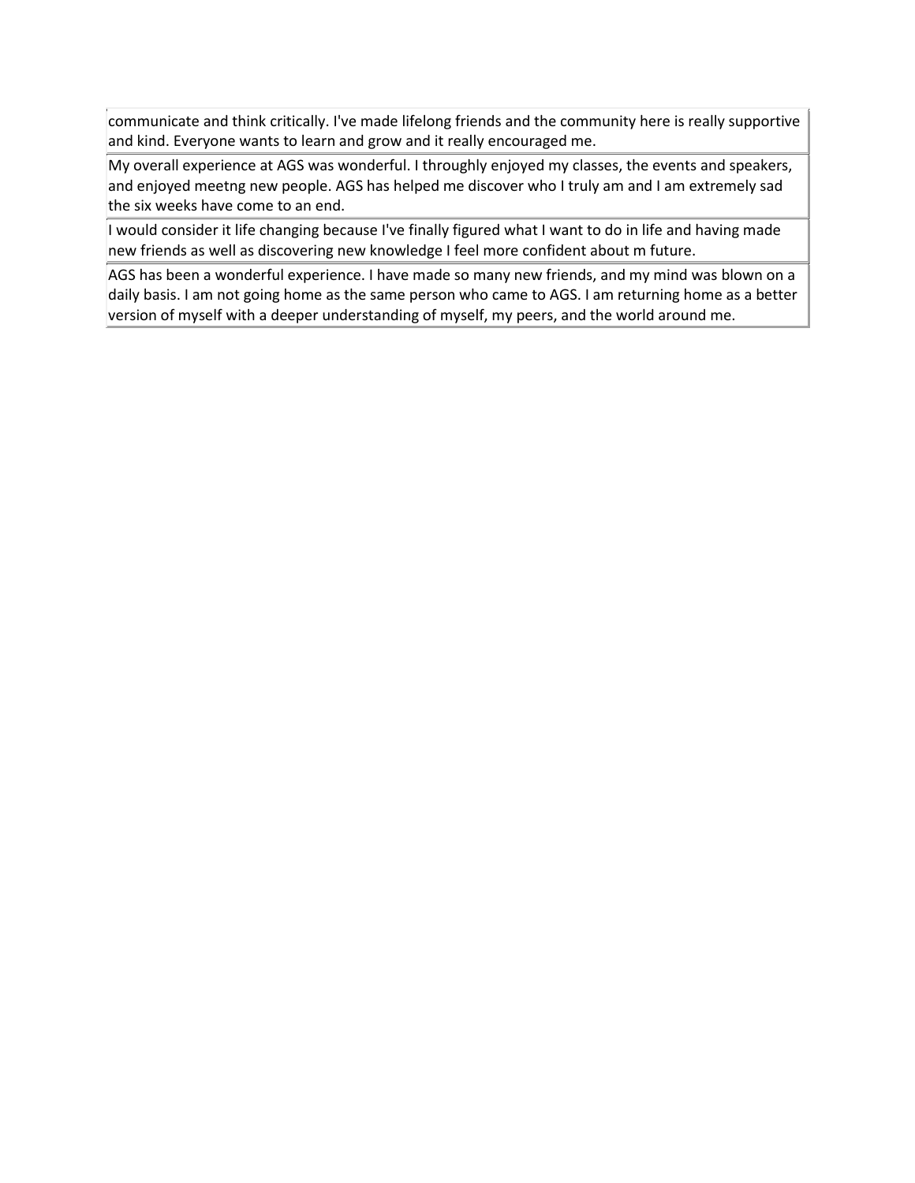| |
|---|
| communicate and think critically. I've made lifelong friends and the community here is really supportive and kind. Everyone wants to learn and grow and it really encouraged me. |
| My overall experience at AGS was wonderful. I throughly enjoyed my classes, the events and speakers, and enjoyed meetng new people. AGS has helped me discover who I truly am and I am extremely sad the six weeks have come to an end. |
| I would consider it life changing because I've finally figured what I want to do in life and having made new friends as well as discovering new knowledge I feel more confident about m future. |
| AGS has been a wonderful experience. I have made so many new friends, and my mind was blown on a daily basis. I am not going home as the same person who came to AGS. I am returning home as a better version of myself with a deeper understanding of myself, my peers, and the world around me. |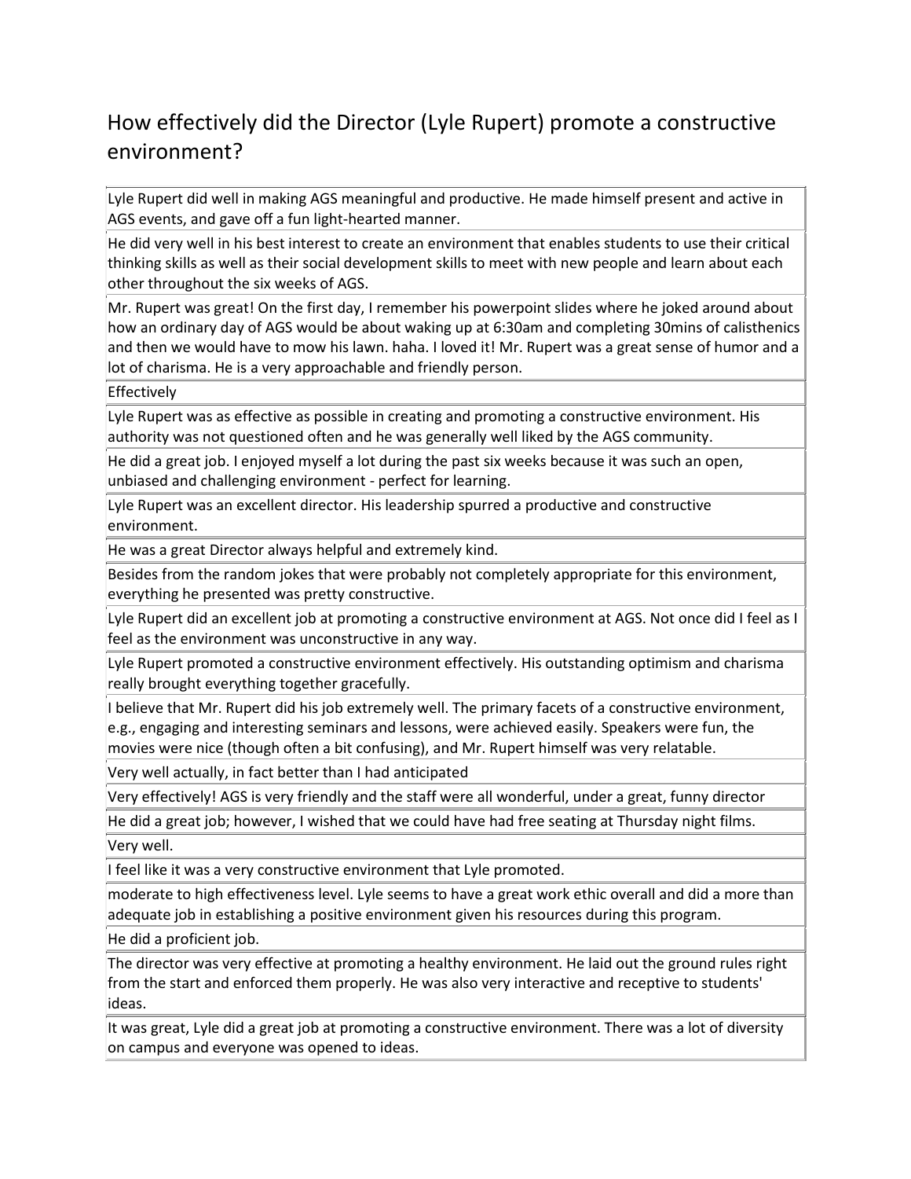## How effectively did the Director (Lyle Rupert) promote a constructive environment?

| |
|---|
| Lyle Rupert did well in making AGS meaningful and productive. He made himself present and active in AGS events, and gave off a fun light-hearted manner. |
| He did very well in his best interest to create an environment that enables students to use their critical thinking skills as well as their social development skills to meet with new people and learn about each other throughout the six weeks of AGS. |
| Mr. Rupert was great! On the first day, I remember his powerpoint slides where he joked around about how an ordinary day of AGS would be about waking up at 6:30am and completing 30mins of calisthenics and then we would have to mow his lawn. haha. I loved it! Mr. Rupert was a great sense of humor and a lot of charisma. He is a very approachable and friendly person. |
| Effectively |
| Lyle Rupert was as effective as possible in creating and promoting a constructive environment. His authority was not questioned often and he was generally well liked by the AGS community. |
| He did a great job. I enjoyed myself a lot during the past six weeks because it was such an open, unbiased and challenging environment - perfect for learning. |
| Lyle Rupert was an excellent director. His leadership spurred a productive and constructive environment. |
| He was a great Director always helpful and extremely kind. |
| Besides from the random jokes that were probably not completely appropriate for this environment, everything he presented was pretty constructive. |
| Lyle Rupert did an excellent job at promoting a constructive environment at AGS. Not once did I feel as I feel as the environment was unconstructive in any way. |
| Lyle Rupert promoted a constructive environment effectively. His outstanding optimism and charisma really brought everything together gracefully. |
| I believe that Mr. Rupert did his job extremely well. The primary facets of a constructive environment, e.g., engaging and interesting seminars and lessons, were achieved easily. Speakers were fun, the movies were nice (though often a bit confusing), and Mr. Rupert himself was very relatable. |
| Very well actually, in fact better than I had anticipated |
| Very effectively! AGS is very friendly and the staff were all wonderful, under a great, funny director |
| He did a great job; however, I wished that we could have had free seating at Thursday night films. |
| Very well. |
| I feel like it was a very constructive environment that Lyle promoted. |
| moderate to high effectiveness level. Lyle seems to have a great work ethic overall and did a more than adequate job in establishing a positive environment given his resources during this program. |
| He did a proficient job. |
| The director was very effective at promoting a healthy environment. He laid out the ground rules right from the start and enforced them properly. He was also very interactive and receptive to students' ideas. |
| It was great, Lyle did a great job at promoting a constructive environment. There was a lot of diversity on campus and everyone was opened to ideas. |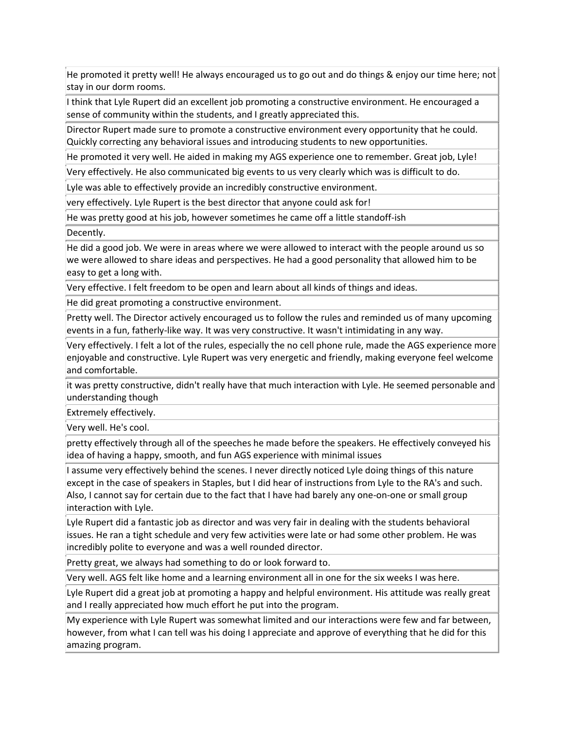| |
|---|
| He promoted it pretty well! He always encouraged us to go out and do things & enjoy our time here; not stay in our dorm rooms. |
| I think that Lyle Rupert did an excellent job promoting a constructive environment. He encouraged a sense of community within the students, and I greatly appreciated this. |
| Director Rupert made sure to promote a constructive environment every opportunity that he could. Quickly correcting any behavioral issues and introducing students to new opportunities. |
| He promoted it very well. He aided in making my AGS experience one to remember. Great job, Lyle! |
| Very effectively. He also communicated big events to us very clearly which was is difficult to do. |
| Lyle was able to effectively provide an incredibly constructive environment. |
| very effectively. Lyle Rupert is the best director that anyone could ask for! |
| He was pretty good at his job, however sometimes he came off a little standoff-ish |
| Decently. |
| He did a good job. We were in areas where we were allowed to interact with the people around us so we were allowed to share ideas and perspectives. He had a good personality that allowed him to be easy to get a long with. |
| Very effective. I felt freedom to be open and learn about all kinds of things and ideas. |
| He did great promoting a constructive environment. |
| Pretty well. The Director actively encouraged us to follow the rules and reminded us of many upcoming events in a fun, fatherly-like way. It was very constructive. It wasn't intimidating in any way. |
| Very effectively. I felt a lot of the rules, especially the no cell phone rule, made the AGS experience more enjoyable and constructive. Lyle Rupert was very energetic and friendly, making everyone feel welcome and comfortable. |
| it was pretty constructive, didn't really have that much interaction with Lyle. He seemed personable and understanding though |
| Extremely effectively. |
| Very well. He's cool. |
| pretty effectively through all of the speeches he made before the speakers. He effectively conveyed his idea of having a happy, smooth, and fun AGS experience with minimal issues |
| I assume very effectively behind the scenes. I never directly noticed Lyle doing things of this nature except in the case of speakers in Staples, but I did hear of instructions from Lyle to the RA's and such. Also, I cannot say for certain due to the fact that I have had barely any one-on-one or small group interaction with Lyle. |
| Lyle Rupert did a fantastic job as director and was very fair in dealing with the students behavioral issues. He ran a tight schedule and very few activities were late or had some other problem. He was incredibly polite to everyone and was a well rounded director. |
| Pretty great, we always had something to do or look forward to. |
| Very well. AGS felt like home and a learning environment all in one for the six weeks I was here. |
| Lyle Rupert did a great job at promoting a happy and helpful environment. His attitude was really great and I really appreciated how much effort he put into the program. |
| My experience with Lyle Rupert was somewhat limited and our interactions were few and far between, however, from what I can tell was his doing I appreciate and approve of everything that he did for this amazing program. |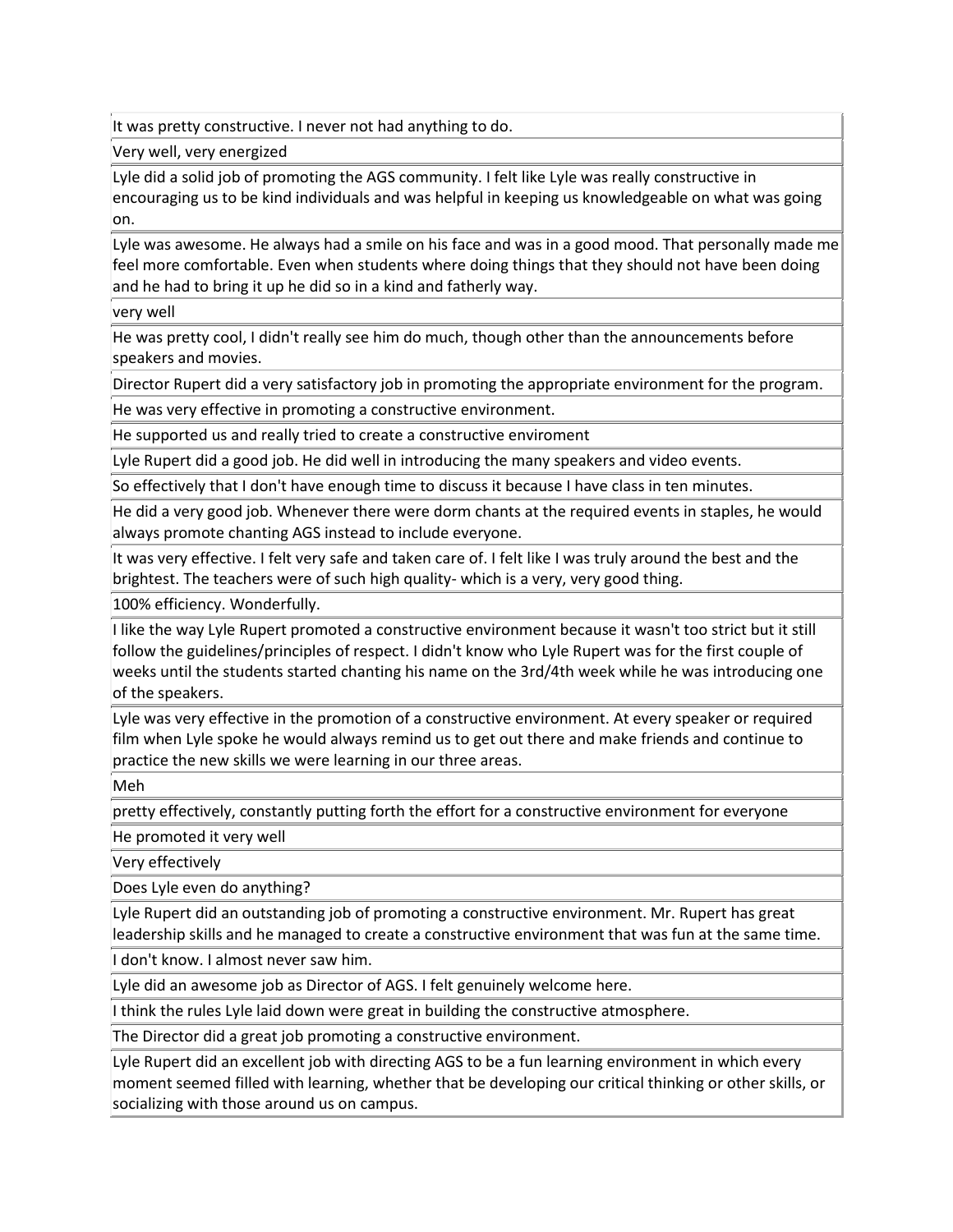| |
|---|
| It was pretty constructive. I never not had anything to do. |
| Very well, very energized |
| Lyle did a solid job of promoting the AGS community. I felt like Lyle was really constructive in encouraging us to be kind individuals and was helpful in keeping us knowledgeable on what was going on. |
| Lyle was awesome. He always had a smile on his face and was in a good mood. That personally made me feel more comfortable. Even when students where doing things that they should not have been doing and he had to bring it up he did so in a kind and fatherly way. |
| very well |
| He was pretty cool, I didn't really see him do much, though other than the announcements before speakers and movies. |
| Director Rupert did a very satisfactory job in promoting the appropriate environment for the program. |
| He was very effective in promoting a constructive environment. |
| He supported us and really tried to create a constructive enviroment |
| Lyle Rupert did a good job. He did well in introducing the many speakers and video events. |
| So effectively that I don't have enough time to discuss it because I have class in ten minutes. |
| He did a very good job. Whenever there were dorm chants at the required events in staples, he would always promote chanting AGS instead to include everyone. |
| It was very effective. I felt very safe and taken care of. I felt like I was truly around the best and the brightest. The teachers were of such high quality- which is a very, very good thing. |
| 100% efficiency. Wonderfully. |
| I like the way Lyle Rupert promoted a constructive environment because it wasn't too strict but it still follow the guidelines/principles of respect. I didn't know who Lyle Rupert was for the first couple of weeks until the students started chanting his name on the 3rd/4th week while he was introducing one of the speakers. |
| Lyle was very effective in the promotion of a constructive environment. At every speaker or required film when Lyle spoke he would always remind us to get out there and make friends and continue to practice the new skills we were learning in our three areas. |
| Meh |
| pretty effectively, constantly putting forth the effort for a constructive environment for everyone |
| He promoted it very well |
| Very effectively |
| Does Lyle even do anything? |
| Lyle Rupert did an outstanding job of promoting a constructive environment. Mr. Rupert has great leadership skills and he managed to create a constructive environment that was fun at the same time. |
| I don't know. I almost never saw him. |
| Lyle did an awesome job as Director of AGS. I felt genuinely welcome here. |
| I think the rules Lyle laid down were great in building the constructive atmosphere. |
| The Director did a great job promoting a constructive environment. |
| Lyle Rupert did an excellent job with directing AGS to be a fun learning environment in which every moment seemed filled with learning, whether that be developing our critical thinking or other skills, or socializing with those around us on campus. |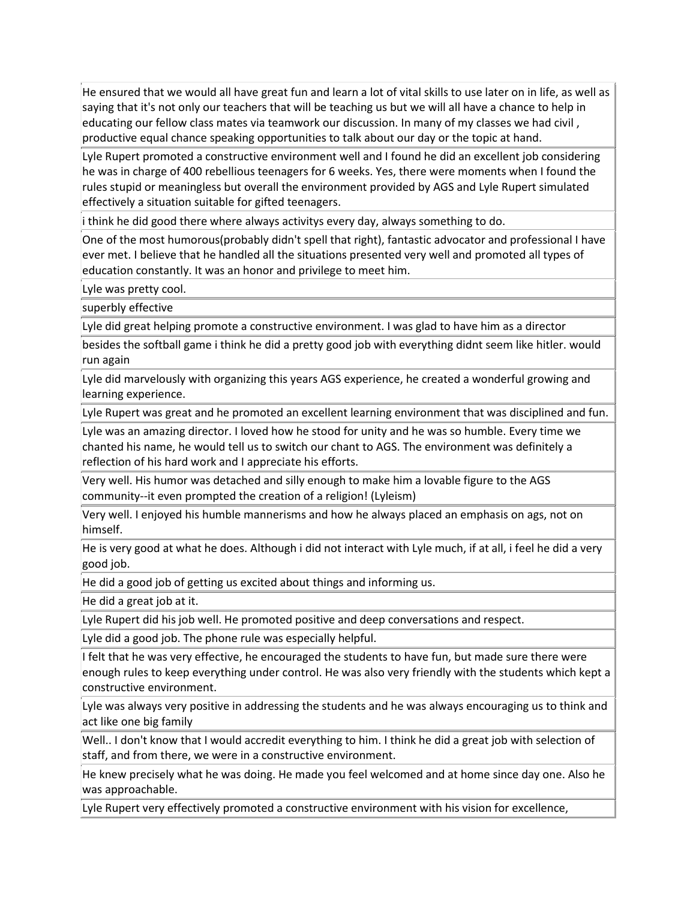| |
|---|
| He ensured that we would all have great fun and learn a lot of vital skills to use later on in life, as well as saying that it's not only our teachers that will be teaching us but we will all have a chance to help in educating our fellow class mates via teamwork our discussion. In many of my classes we had civil , productive equal chance speaking opportunities to talk about our day or the topic at hand. |
| Lyle Rupert promoted a constructive environment well and I found he did an excellent job considering he was in charge of 400 rebellious teenagers for 6 weeks. Yes, there were moments when I found the rules stupid or meaningless but overall the environment provided by AGS and Lyle Rupert simulated effectively a situation suitable for gifted teenagers. |
| i think he did good there where always activitys every day, always something to do. |
| One of the most humorous(probably didn't spell that right), fantastic advocator and professional I have ever met. I believe that he handled all the situations presented very well and promoted all types of education constantly. It was an honor and privilege to meet him. |
| Lyle was pretty cool. |
| superbly effective |
| Lyle did great helping promote a constructive environment. I was glad to have him as a director |
| besides the softball game i think he did a pretty good job with everything didnt seem like hitler. would run again |
| Lyle did marvelously with organizing this years AGS experience, he created a wonderful growing and learning experience. |
| Lyle Rupert was great and he promoted an excellent learning environment that was disciplined and fun. |
| Lyle was an amazing director. I loved how he stood for unity and he was so humble. Every time we chanted his name, he would tell us to switch our chant to AGS. The environment was definitely a reflection of his hard work and I appreciate his efforts. |
| Very well. His humor was detached and silly enough to make him a lovable figure to the AGS community--it even prompted the creation of a religion! (Lyleism) |
| Very well. I enjoyed his humble mannerisms and how he always placed an emphasis on ags, not on himself. |
| He is very good at what he does. Although i did not interact with Lyle much, if at all, i feel he did a very good job. |
| He did a good job of getting us excited about things and informing us. |
| He did a great job at it. |
| Lyle Rupert did his job well. He promoted positive and deep conversations and respect. |
| Lyle did a good job. The phone rule was especially helpful. |
| I felt that he was very effective, he encouraged the students to have fun, but made sure there were enough rules to keep everything under control. He was also very friendly with the students which kept a constructive environment. |
| Lyle was always very positive in addressing the students and he was always encouraging us to think and act like one big family |
| Well.. I don't know that I would accredit everything to him. I think he did a great job with selection of staff, and from there, we were in a constructive environment. |
| He knew precisely what he was doing. He made you feel welcomed and at home since day one. Also he was approachable. |
| Lyle Rupert very effectively promoted a constructive environment with his vision for excellence, |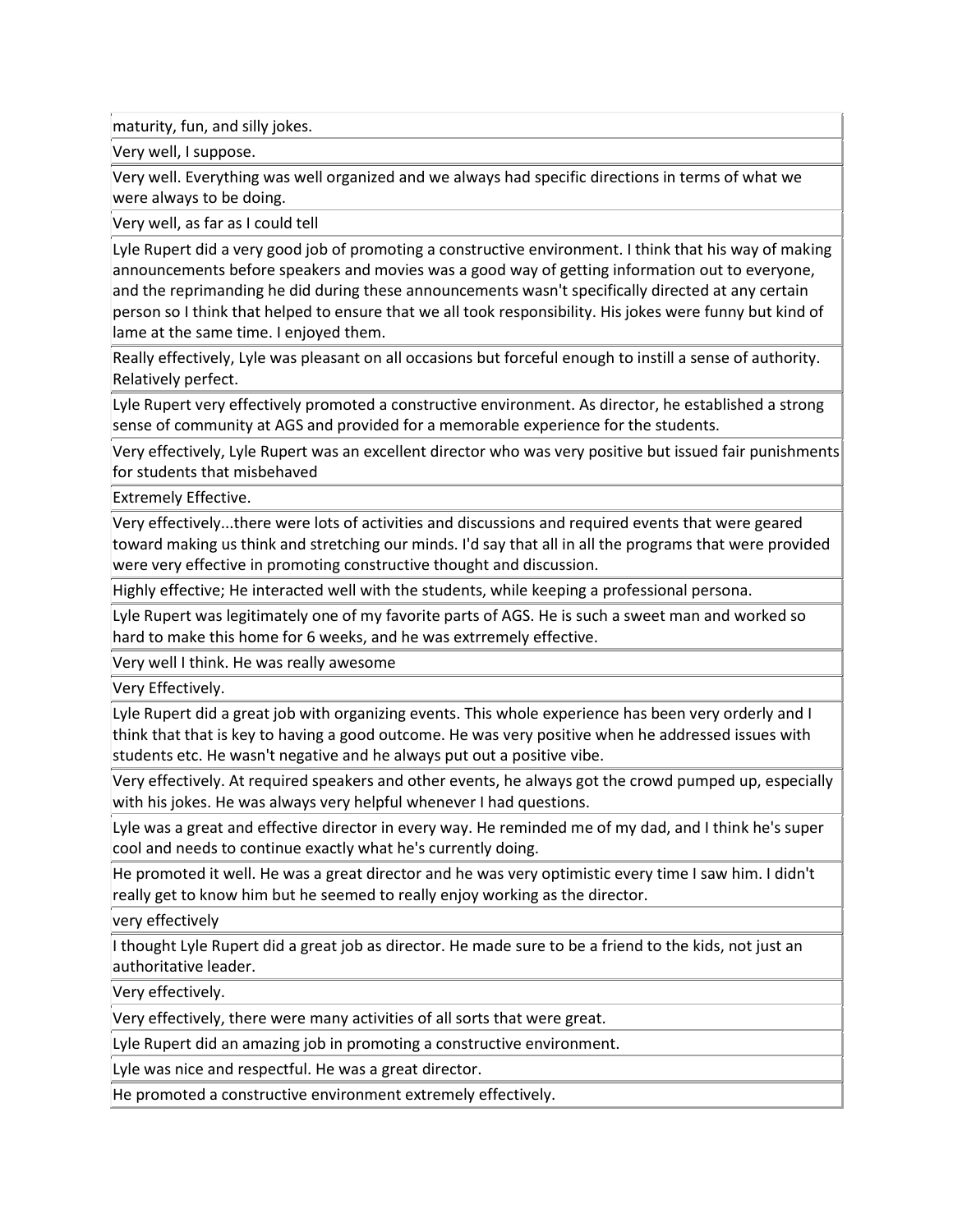| |
|---|
| maturity, fun, and silly jokes. |
| Very well, I suppose. |
| Very well. Everything was well organized and we always had specific directions in terms of what we were always to be doing. |
| Very well, as far as I could tell |
| Lyle Rupert did a very good job of promoting a constructive environment. I think that his way of making announcements before speakers and movies was a good way of getting information out to everyone, and the reprimanding he did during these announcements wasn't specifically directed at any certain person so I think that helped to ensure that we all took responsibility. His jokes were funny but kind of lame at the same time. I enjoyed them. |
| Really effectively, Lyle was pleasant on all occasions but forceful enough to instill a sense of authority. Relatively perfect. |
| Lyle Rupert very effectively promoted a constructive environment. As director, he established a strong sense of community at AGS and provided for a memorable experience for the students. |
| Very effectively, Lyle Rupert was an excellent director who was very positive but issued fair punishments for students that misbehaved |
| Extremely Effective. |
| Very effectively...there were lots of activities and discussions and required events that were geared toward making us think and stretching our minds. I'd say that all in all the programs that were provided were very effective in promoting constructive thought and discussion. |
| Highly effective; He interacted well with the students, while keeping a professional persona. |
| Lyle Rupert was legitimately one of my favorite parts of AGS. He is such a sweet man and worked so hard to make this home for 6 weeks, and he was extrremely effective. |
| Very well I think. He was really awesome |
| Very Effectively. |
| Lyle Rupert did a great job with organizing events. This whole experience has been very orderly and I think that that is key to having a good outcome. He was very positive when he addressed issues with students etc. He wasn't negative and he always put out a positive vibe. |
| Very effectively. At required speakers and other events, he always got the crowd pumped up, especially with his jokes. He was always very helpful whenever I had questions. |
| Lyle was a great and effective director in every way. He reminded me of my dad, and I think he's super cool and needs to continue exactly what he's currently doing. |
| He promoted it well. He was a great director and he was very optimistic every time I saw him. I didn't really get to know him but he seemed to really enjoy working as the director. |
| very effectively |
| I thought Lyle Rupert did a great job as director. He made sure to be a friend to the kids, not just an authoritative leader. |
| Very effectively. |
| Very effectively, there were many activities of all sorts that were great. |
| Lyle Rupert did an amazing job in promoting a constructive environment. |
| Lyle was nice and respectful. He was a great director. |
| He promoted a constructive environment extremely effectively. |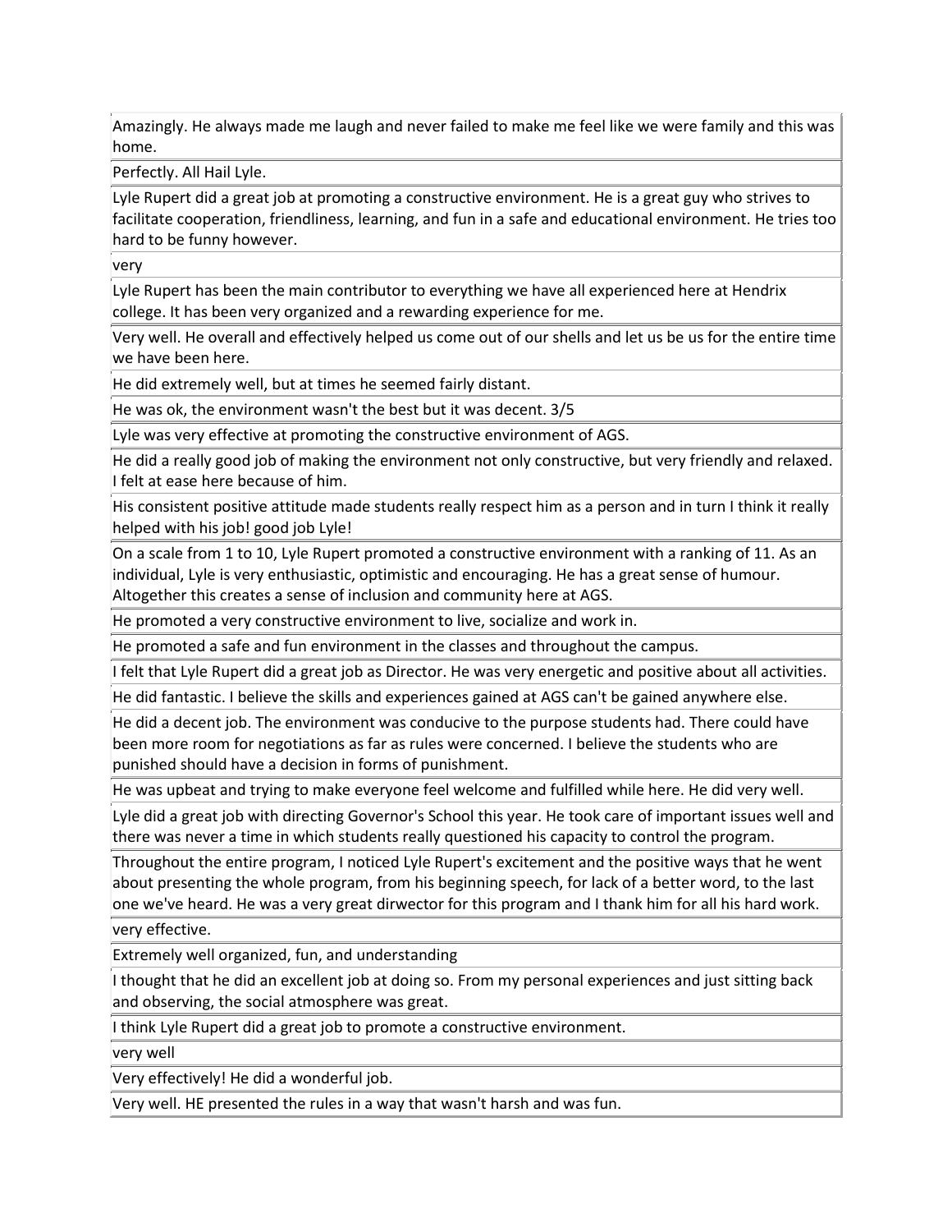| |
|---|
| Amazingly. He always made me laugh and never failed to make me feel like we were family and this was home. |
| Perfectly. All Hail Lyle. |
| Lyle Rupert did a great job at promoting a constructive environment. He is a great guy who strives to facilitate cooperation, friendliness, learning, and fun in a safe and educational environment. He tries too hard to be funny however. |
| very |
| Lyle Rupert has been the main contributor to everything we have all experienced here at Hendrix college. It has been very organized and a rewarding experience for me. |
| Very well. He overall and effectively helped us come out of our shells and let us be us for the entire time we have been here. |
| He did extremely well, but at times he seemed fairly distant. |
| He was ok, the environment wasn't the best but it was decent. 3/5 |
| Lyle was very effective at promoting the constructive environment of AGS. |
| He did a really good job of making the environment not only constructive, but very friendly and relaxed. I felt at ease here because of him. |
| His consistent positive attitude made students really respect him as a person and in turn I think it really helped with his job! good job Lyle! |
| On a scale from 1 to 10, Lyle Rupert promoted a constructive environment with a ranking of 11. As an individual, Lyle is very enthusiastic, optimistic and encouraging. He has a great sense of humour. Altogether this creates a sense of inclusion and community here at AGS. |
| He promoted a very constructive environment to live, socialize and work in. |
| He promoted a safe and fun environment in the classes and throughout the campus. |
| I felt that Lyle Rupert did a great job as Director. He was very energetic and positive about all activities. |
| He did fantastic. I believe the skills and experiences gained at AGS can't be gained anywhere else. |
| He did a decent job. The environment was conducive to the purpose students had. There could have been more room for negotiations as far as rules were concerned. I believe the students who are punished should have a decision in forms of punishment. |
| He was upbeat and trying to make everyone feel welcome and fulfilled while here. He did very well. |
| Lyle did a great job with directing Governor's School this year. He took care of important issues well and there was never a time in which students really questioned his capacity to control the program. |
| Throughout the entire program, I noticed Lyle Rupert's excitement and the positive ways that he went about presenting the whole program, from his beginning speech, for lack of a better word, to the last one we've heard. He was a very great dirwector for this program and I thank him for all his hard work. |
| very effective. |
| Extremely well organized, fun, and understanding |
| I thought that he did an excellent job at doing so. From my personal experiences and just sitting back and observing, the social atmosphere was great. |
| I think Lyle Rupert did a great job to promote a constructive environment. |
| very well |
| Very effectively! He did a wonderful job. |
| Very well. HE presented the rules in a way that wasn't harsh and was fun. |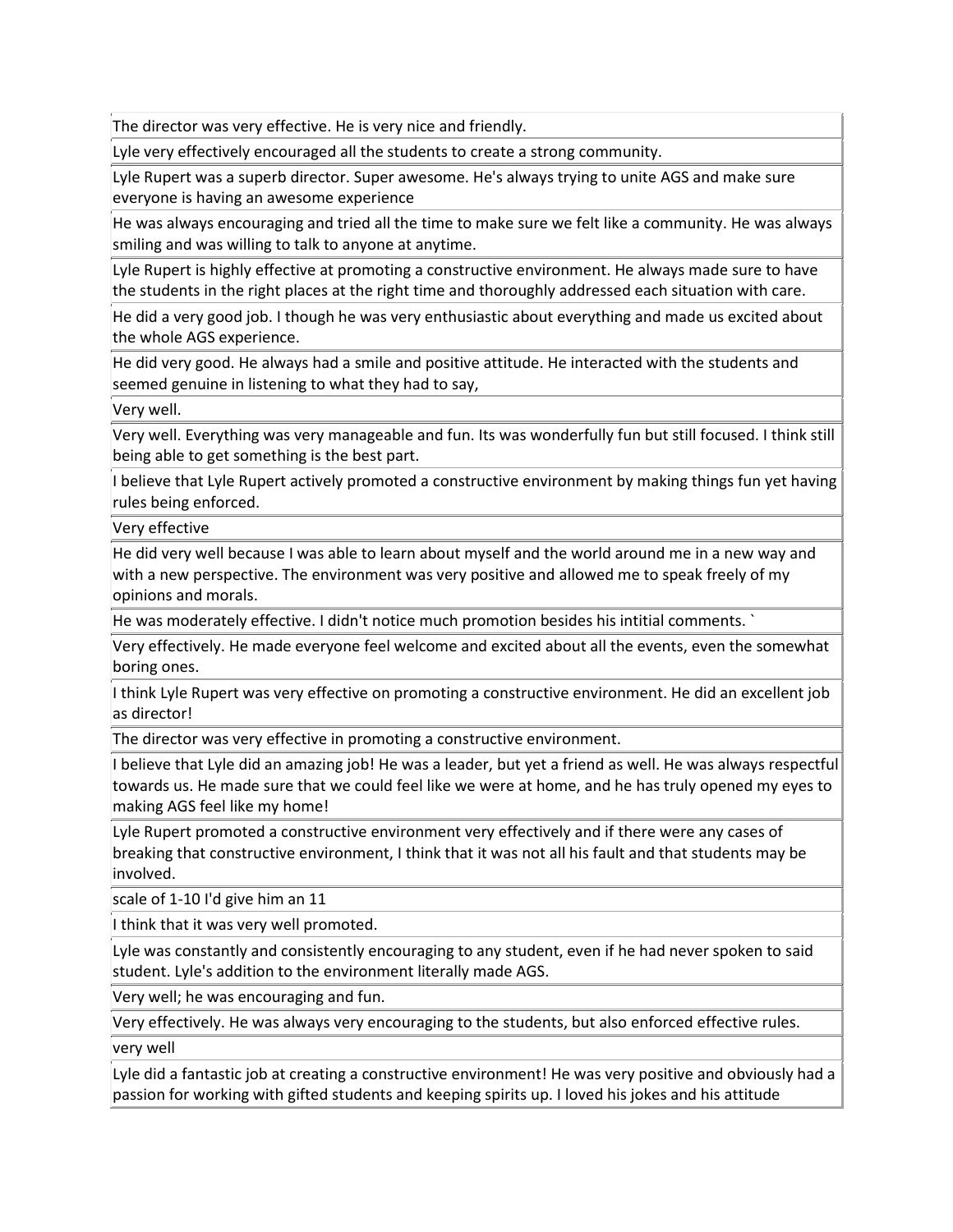| |
|---|
| The director was very effective. He is very nice and friendly. |
| Lyle very effectively encouraged all the students to create a strong community. |
| Lyle Rupert was a superb director. Super awesome. He's always trying to unite AGS and make sure everyone is having an awesome experience |
| He was always encouraging and tried all the time to make sure we felt like a community. He was always smiling and was willing to talk to anyone at anytime. |
| Lyle Rupert is highly effective at promoting a constructive environment. He always made sure to have the students in the right places at the right time and thoroughly addressed each situation with care. |
| He did a very good job. I though he was very enthusiastic about everything and made us excited about the whole AGS experience. |
| He did very good. He always had a smile and positive attitude. He interacted with the students and seemed genuine in listening to what they had to say, |
| Very well. |
| Very well. Everything was very manageable and fun. Its was wonderfully fun but still focused. I think still being able to get something is the best part. |
| I believe that Lyle Rupert actively promoted a constructive environment by making things fun yet having rules being enforced. |
| Very effective |
| He did very well because I was able to learn about myself and the world around me in a new way and with a new perspective. The environment was very positive and allowed me to speak freely of my opinions and morals. |
| He was moderately effective. I didn't notice much promotion besides his intitial comments. ` |
| Very effectively. He made everyone feel welcome and excited about all the events, even the somewhat boring ones. |
| I think Lyle Rupert was very effective on promoting a constructive environment. He did an excellent job as director! |
| The director was very effective in promoting a constructive environment. |
| I believe that Lyle did an amazing job! He was a leader, but yet a friend as well. He was always respectful towards us. He made sure that we could feel like we were at home, and he has truly opened my eyes to making AGS feel like my home! |
| Lyle Rupert promoted a constructive environment very effectively and if there were any cases of breaking that constructive environment, I think that it was not all his fault and that students may be involved. |
| scale of 1-10 I'd give him an 11 |
| I think that it was very well promoted. |
| Lyle was constantly and consistently encouraging to any student, even if he had never spoken to said student. Lyle's addition to the environment literally made AGS. |
| Very well; he was encouraging and fun. |
| Very effectively. He was always very encouraging to the students, but also enforced effective rules. |
| very well |
| Lyle did a fantastic job at creating a constructive environment! He was very positive and obviously had a passion for working with gifted students and keeping spirits up. I loved his jokes and his attitude |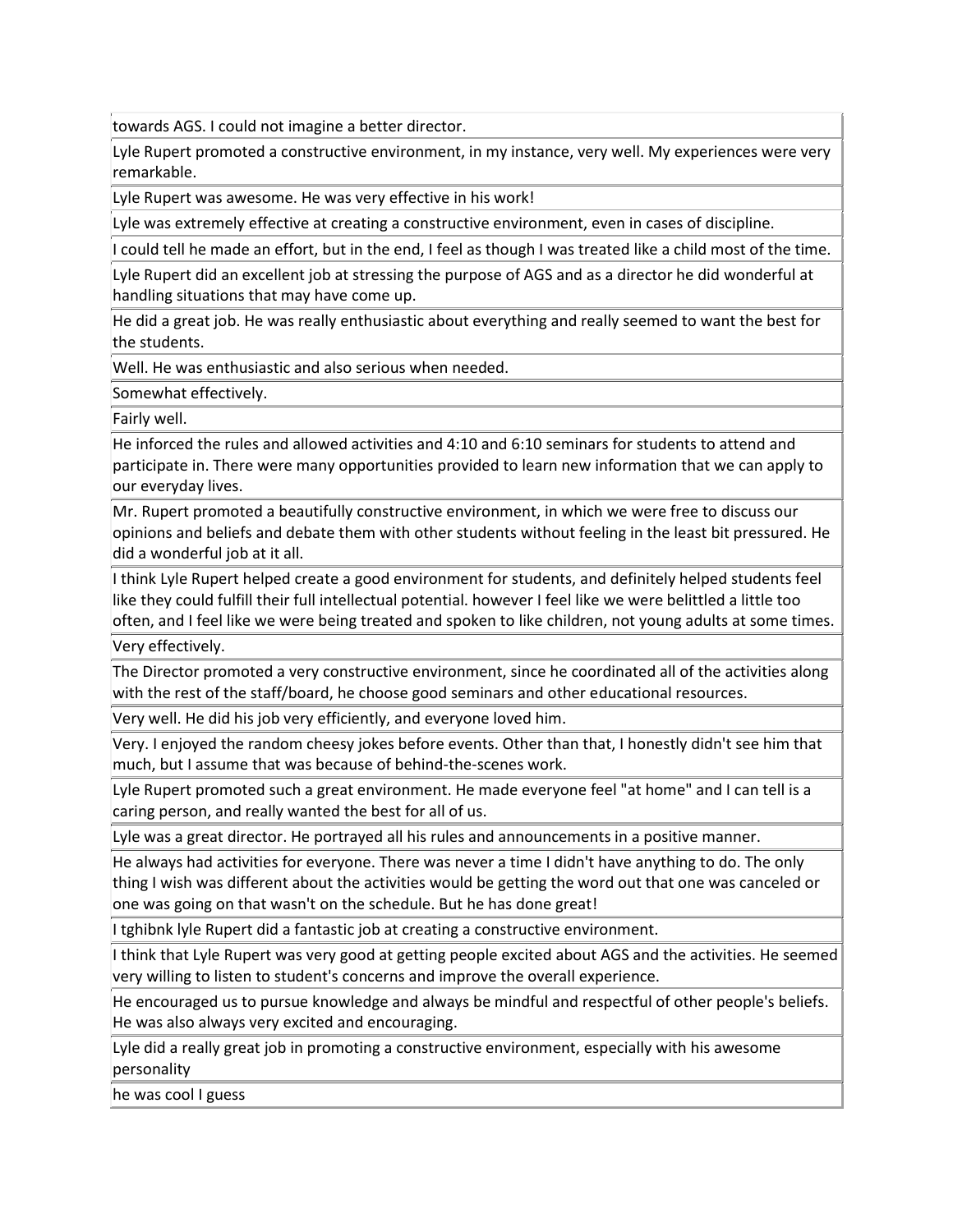| |
|---|
| towards AGS. I could not imagine a better director. |
| Lyle Rupert promoted a constructive environment, in my instance, very well. My experiences were very remarkable. |
| Lyle Rupert was awesome. He was very effective in his work! |
| Lyle was extremely effective at creating a constructive environment, even in cases of discipline. |
| I could tell he made an effort, but in the end, I feel as though I was treated like a child most of the time. |
| Lyle Rupert did an excellent job at stressing the purpose of AGS and as a director he did wonderful at handling situations that may have come up. |
| He did a great job. He was really enthusiastic about everything and really seemed to want the best for the students. |
| Well. He was enthusiastic and also serious when needed. |
| Somewhat effectively. |
| Fairly well. |
| He inforced the rules and allowed activities and 4:10 and 6:10 seminars for students to attend and participate in. There were many opportunities provided to learn new information that we can apply to our everyday lives. |
| Mr. Rupert promoted a beautifully constructive environment, in which we were free to discuss our opinions and beliefs and debate them with other students without feeling in the least bit pressured. He did a wonderful job at it all. |
| I think Lyle Rupert helped create a good environment for students, and definitely helped students feel like they could fulfill their full intellectual potential. however I feel like we were belittled a little too often, and I feel like we were being treated and spoken to like children, not young adults at some times. |
| Very effectively. |
| The Director promoted a very constructive environment, since he coordinated all of the activities along with the rest of the staff/board, he choose good seminars and other educational resources. |
| Very well. He did his job very efficiently, and everyone loved him. |
| Very. I enjoyed the random cheesy jokes before events. Other than that, I honestly didn't see him that much, but I assume that was because of behind-the-scenes work. |
| Lyle Rupert promoted such a great environment. He made everyone feel "at home" and I can tell is a caring person, and really wanted the best for all of us. |
| Lyle was a great director. He portrayed all his rules and announcements in a positive manner. |
| He always had activities for everyone. There was never a time I didn't have anything to do. The only thing I wish was different about the activities would be getting the word out that one was canceled or one was going on that wasn't on the schedule. But he has done great! |
| I tghibnk lyle Rupert did a fantastic job at creating a constructive environment. |
| I think that Lyle Rupert was very good at getting people excited about AGS and the activities. He seemed very willing to listen to student's concerns and improve the overall experience. |
| He encouraged us to pursue knowledge and always be mindful and respectful of other people's beliefs. He was also always very excited and encouraging. |
| Lyle did a really great job in promoting a constructive environment, especially with his awesome personality |
| he was cool I guess |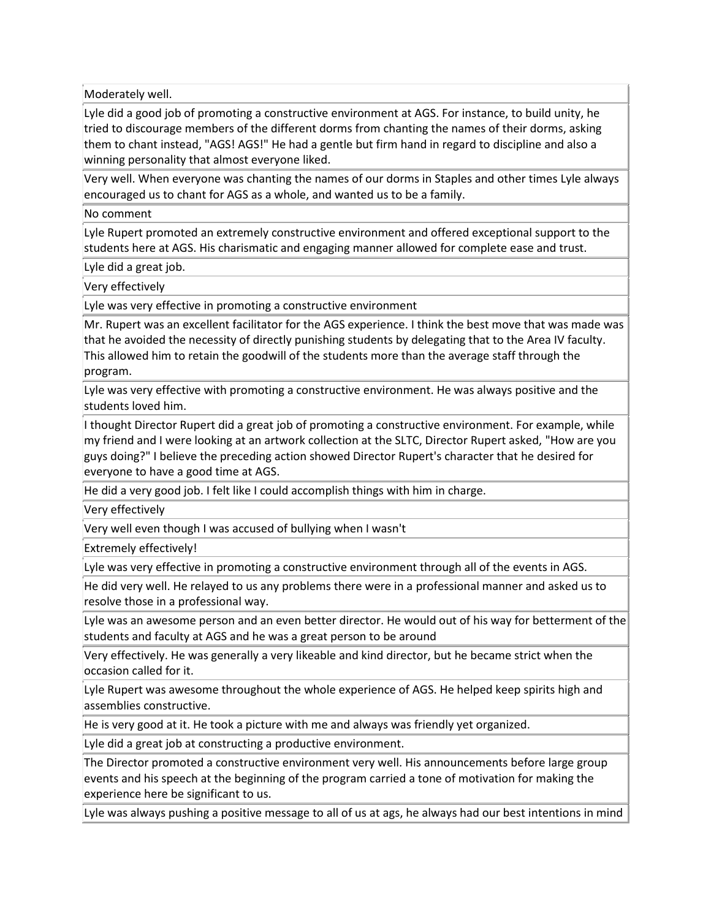| Moderately well. |
| --- |
| Lyle did a good job of promoting a constructive environment at AGS. For instance, to build unity, he tried to discourage members of the different dorms from chanting the names of their dorms, asking them to chant instead, "AGS! AGS!" He had a gentle but firm hand in regard to discipline and also a winning personality that almost everyone liked. |
| Very well. When everyone was chanting the names of our dorms in Staples and other times Lyle always encouraged us to chant for AGS as a whole, and wanted us to be a family. |
| No comment |
| Lyle Rupert promoted an extremely constructive environment and offered exceptional support to the students here at AGS. His charismatic and engaging manner allowed for complete ease and trust. |
| Lyle did a great job. |
| Very effectively |
| Lyle was very effective in promoting a constructive environment |
| Mr. Rupert was an excellent facilitator for the AGS experience. I think the best move that was made was that he avoided the necessity of directly punishing students by delegating that to the Area IV faculty. This allowed him to retain the goodwill of the students more than the average staff through the program. |
| Lyle was very effective with promoting a constructive environment. He was always positive and the students loved him. |
| I thought Director Rupert did a great job of promoting a constructive environment. For example, while my friend and I were looking at an artwork collection at the SLTC, Director Rupert asked, "How are you guys doing?" I believe the preceding action showed Director Rupert's character that he desired for everyone to have a good time at AGS. |
| He did a very good job. I felt like I could accomplish things with him in charge. |
| Very effectively |
| Very well even though I was accused of bullying when I wasn't |
| Extremely effectively! |
| Lyle was very effective in promoting a constructive environment through all of the events in AGS. |
| He did very well. He relayed to us any problems there were in a professional manner and asked us to resolve those in a professional way. |
| Lyle was an awesome person and an even better director. He would out of his way for betterment of the students and faculty at AGS and he was a great person to be around |
| Very effectively. He was generally a very likeable and kind director, but he became strict when the occasion called for it. |
| Lyle Rupert was awesome throughout the whole experience of AGS. He helped keep spirits high and assemblies constructive. |
| He is very good at it. He took a picture with me and always was friendly yet organized. |
| Lyle did a great job at constructing a productive environment. |
| The Director promoted a constructive environment very well. His announcements before large group events and his speech at the beginning of the program carried a tone of motivation for making the experience here be significant to us. |
| Lyle was always pushing a positive message to all of us at ags, he always had our best intentions in mind |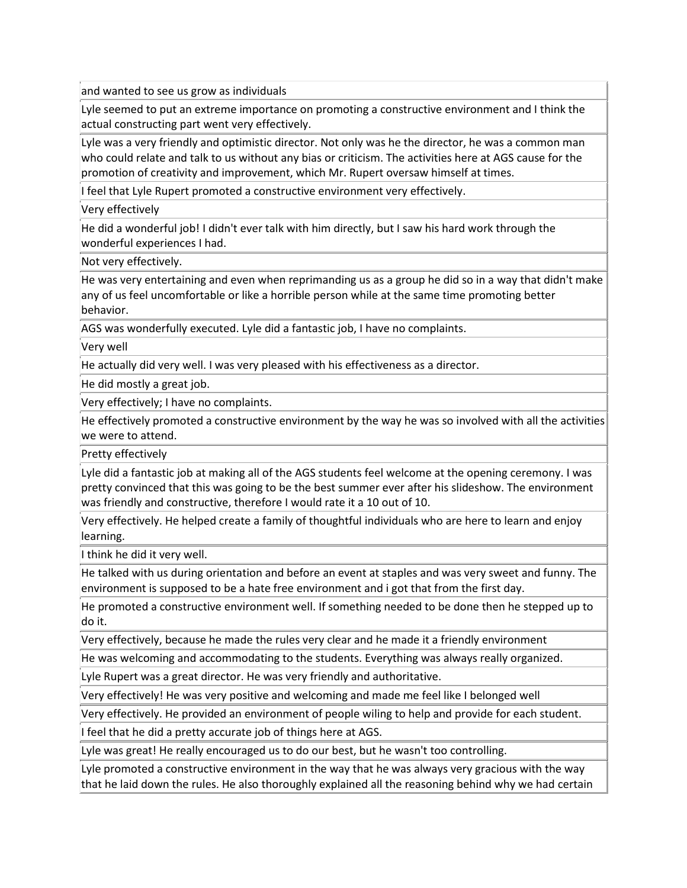| |
|---|
| and wanted to see us grow as individuals |
| Lyle seemed to put an extreme importance on promoting a constructive environment and I think the actual constructing part went very effectively. |
| Lyle was a very friendly and optimistic director. Not only was he the director, he was a common man who could relate and talk to us without any bias or criticism. The activities here at AGS cause for the promotion of creativity and improvement, which Mr. Rupert oversaw himself at times. |
| I feel that Lyle Rupert promoted a constructive environment very effectively. |
| Very effectively |
| He did a wonderful job! I didn't ever talk with him directly, but I saw his hard work through the wonderful experiences I had. |
| Not very effectively. |
| He was very entertaining and even when reprimanding us as a group he did so in a way that didn't make any of us feel uncomfortable or like a horrible person while at the same time promoting better behavior. |
| AGS was wonderfully executed. Lyle did a fantastic job, I have no complaints. |
| Very well |
| He actually did very well. I was very pleased with his effectiveness as a director. |
| He did mostly a great job. |
| Very effectively; I have no complaints. |
| He effectively promoted a constructive environment by the way he was so involved with all the activities we were to attend. |
| Pretty effectively |
| Lyle did a fantastic job at making all of the AGS students feel welcome at the opening ceremony. I was pretty convinced that this was going to be the best summer ever after his slideshow. The environment was friendly and constructive, therefore I would rate it a 10 out of 10. |
| Very effectively. He helped create a family of thoughtful individuals who are here to learn and enjoy learning. |
| I think he did it very well. |
| He talked with us during orientation and before an event at staples and was very sweet and funny. The environment is supposed to be a hate free environment and i got that from the first day. |
| He promoted a constructive environment well. If something needed to be done then he stepped up to do it. |
| Very effectively, because he made the rules very clear and he made it a friendly environment |
| He was welcoming and accommodating to the students. Everything was always really organized. |
| Lyle Rupert was a great director. He was very friendly and authoritative. |
| Very effectively! He was very positive and welcoming and made me feel like I belonged well |
| Very effectively. He provided an environment of people wiling to help and provide for each student. |
| I feel that he did a pretty accurate job of things here at AGS. |
| Lyle was great! He really encouraged us to do our best, but he wasn't too controlling. |
| Lyle promoted a constructive environment in the way that he was always very gracious with the way that he laid down the rules. He also thoroughly explained all the reasoning behind why we had certain |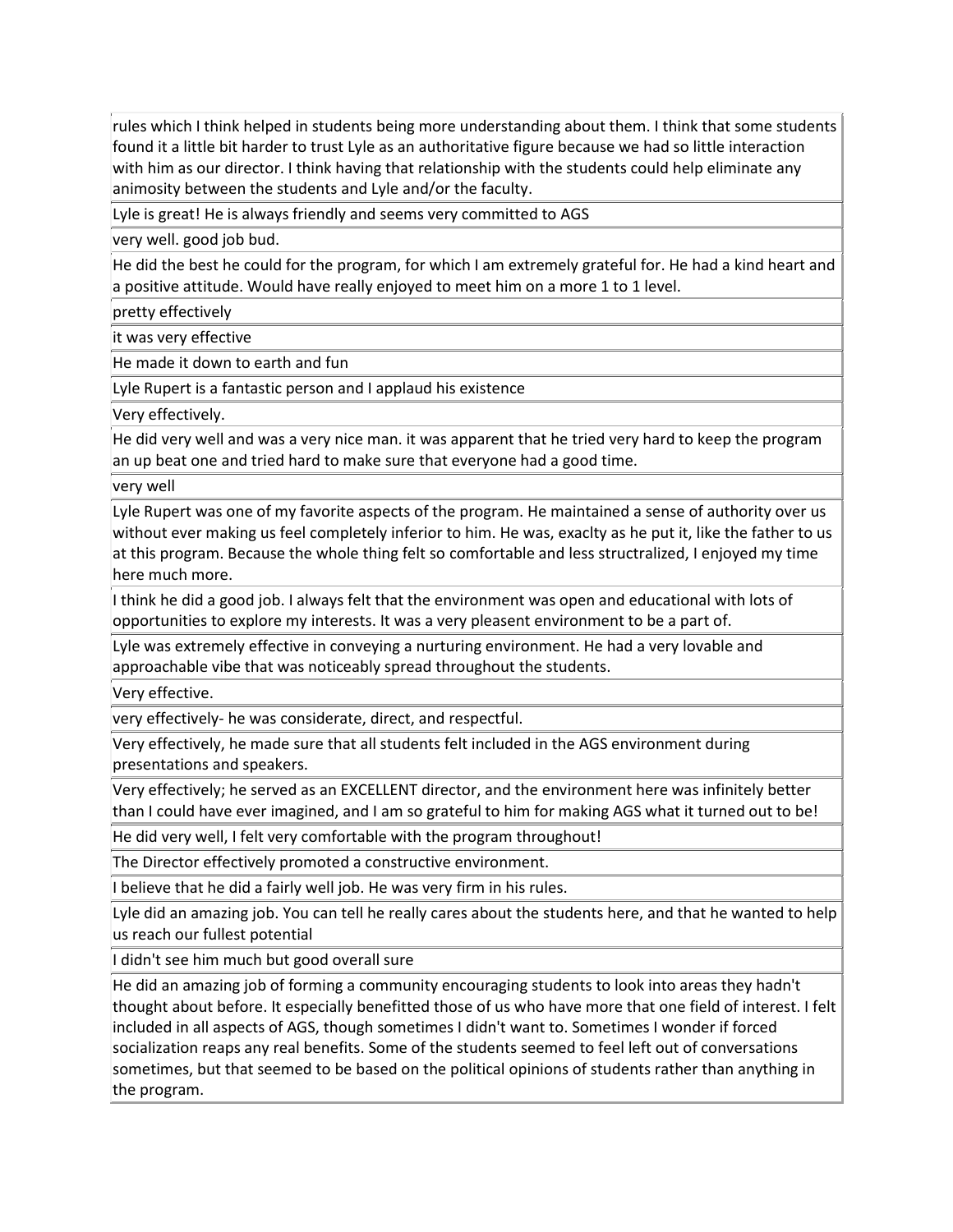| |
|---|
| rules which I think helped in students being more understanding about them. I think that some students found it a little bit harder to trust Lyle as an authoritative figure because we had so little interaction with him as our director. I think having that relationship with the students could help eliminate any animosity between the students and Lyle and/or the faculty. |
| Lyle is great! He is always friendly and seems very committed to AGS |
| very well. good job bud. |
| He did the best he could for the program, for which I am extremely grateful for. He had a kind heart and a positive attitude. Would have really enjoyed to meet him on a more 1 to 1 level. |
| pretty effectively |
| it was very effective |
| He made it down to earth and fun |
| Lyle Rupert is a fantastic person and I applaud his existence |
| Very effectively. |
| He did very well and was a very nice man. it was apparent that he tried very hard to keep the program an up beat one and tried hard to make sure that everyone had a good time. |
| very well |
| Lyle Rupert was one of my favorite aspects of the program. He maintained a sense of authority over us without ever making us feel completely inferior to him. He was, exaclty as he put it, like the father to us at this program. Because the whole thing felt so comfortable and less structralized, I enjoyed my time here much more. |
| I think he did a good job. I always felt that the environment was open and educational with lots of opportunities to explore my interests. It was a very pleasent environment to be a part of. |
| Lyle was extremely effective in conveying a nurturing environment. He had a very lovable and approachable vibe that was noticeably spread throughout the students. |
| Very effective. |
| very effectively- he was considerate, direct, and respectful. |
| Very effectively, he made sure that all students felt included in the AGS environment during presentations and speakers. |
| Very effectively; he served as an EXCELLENT director, and the environment here was infinitely better than I could have ever imagined, and I am so grateful to him for making AGS what it turned out to be! |
| He did very well, I felt very comfortable with the program throughout! |
| The Director effectively promoted a constructive environment. |
| I believe that he did a fairly well job. He was very firm in his rules. |
| Lyle did an amazing job. You can tell he really cares about the students here, and that he wanted to help us reach our fullest potential |
| I didn't see him much but good overall sure |
| He did an amazing job of forming a community encouraging students to look into areas they hadn't thought about before. It especially benefitted those of us who have more that one field of interest. I felt included in all aspects of AGS, though sometimes I didn't want to. Sometimes I wonder if forced socialization reaps any real benefits. Some of the students seemed to feel left out of conversations sometimes, but that seemed to be based on the political opinions of students rather than anything in the program. |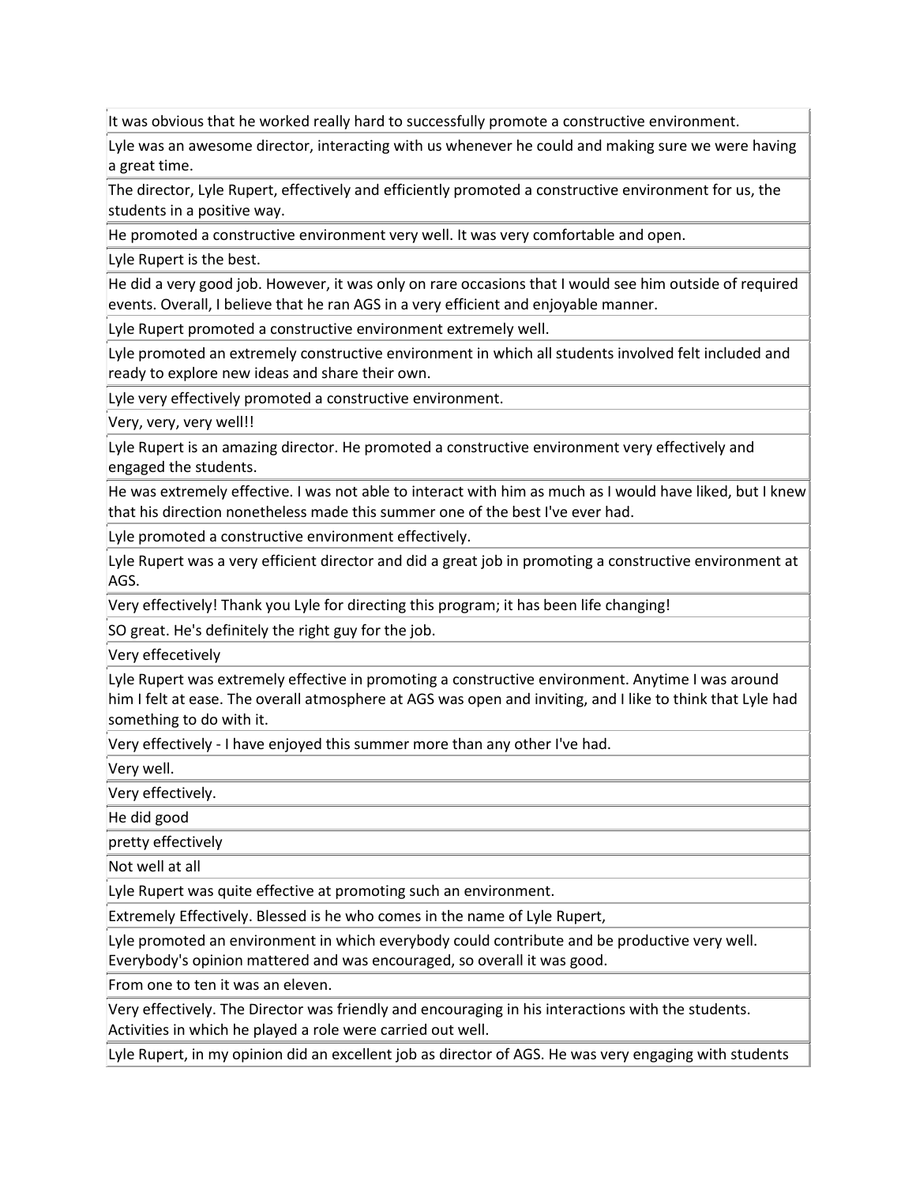| |
|---|
| It was obvious that he worked really hard to successfully promote a constructive environment. |
| Lyle was an awesome director, interacting with us whenever he could and making sure we were having a great time. |
| The director, Lyle Rupert, effectively and efficiently promoted a constructive environment for us, the students in a positive way. |
| He promoted a constructive environment very well. It was very comfortable and open. |
| Lyle Rupert is the best. |
| He did a very good job. However, it was only on rare occasions that I would see him outside of required events. Overall, I believe that he ran AGS in a very efficient and enjoyable manner. |
| Lyle Rupert promoted a constructive environment extremely well. |
| Lyle promoted an extremely constructive environment in which all students involved felt included and ready to explore new ideas and share their own. |
| Lyle very effectively promoted a constructive environment. |
| Very, very, very well!! |
| Lyle Rupert is an amazing director. He promoted a constructive environment very effectively and engaged the students. |
| He was extremely effective. I was not able to interact with him as much as I would have liked, but I knew that his direction nonetheless made this summer one of the best I've ever had. |
| Lyle promoted a constructive environment effectively. |
| Lyle Rupert was a very efficient director and did a great job in promoting a constructive environment at AGS. |
| Very effectively! Thank you Lyle for directing this program; it has been life changing! |
| SO great. He's definitely the right guy for the job. |
| Very effecetively |
| Lyle Rupert was extremely effective in promoting a constructive environment. Anytime I was around him I felt at ease. The overall atmosphere at AGS was open and inviting, and I like to think that Lyle had something to do with it. |
| Very effectively - I have enjoyed this summer more than any other I've had. |
| Very well. |
| Very effectively. |
| He did good |
| pretty effectively |
| Not well at all |
| Lyle Rupert was quite effective at promoting such an environment. |
| Extremely Effectively. Blessed is he who comes in the name of Lyle Rupert, |
| Lyle promoted an environment in which everybody could contribute and be productive very well. Everybody's opinion mattered and was encouraged, so overall it was good. |
| From one to ten it was an eleven. |
| Very effectively. The Director was friendly and encouraging in his interactions with the students. Activities in which he played a role were carried out well. |
| Lyle Rupert, in my opinion did an excellent job as director of AGS. He was very engaging with students |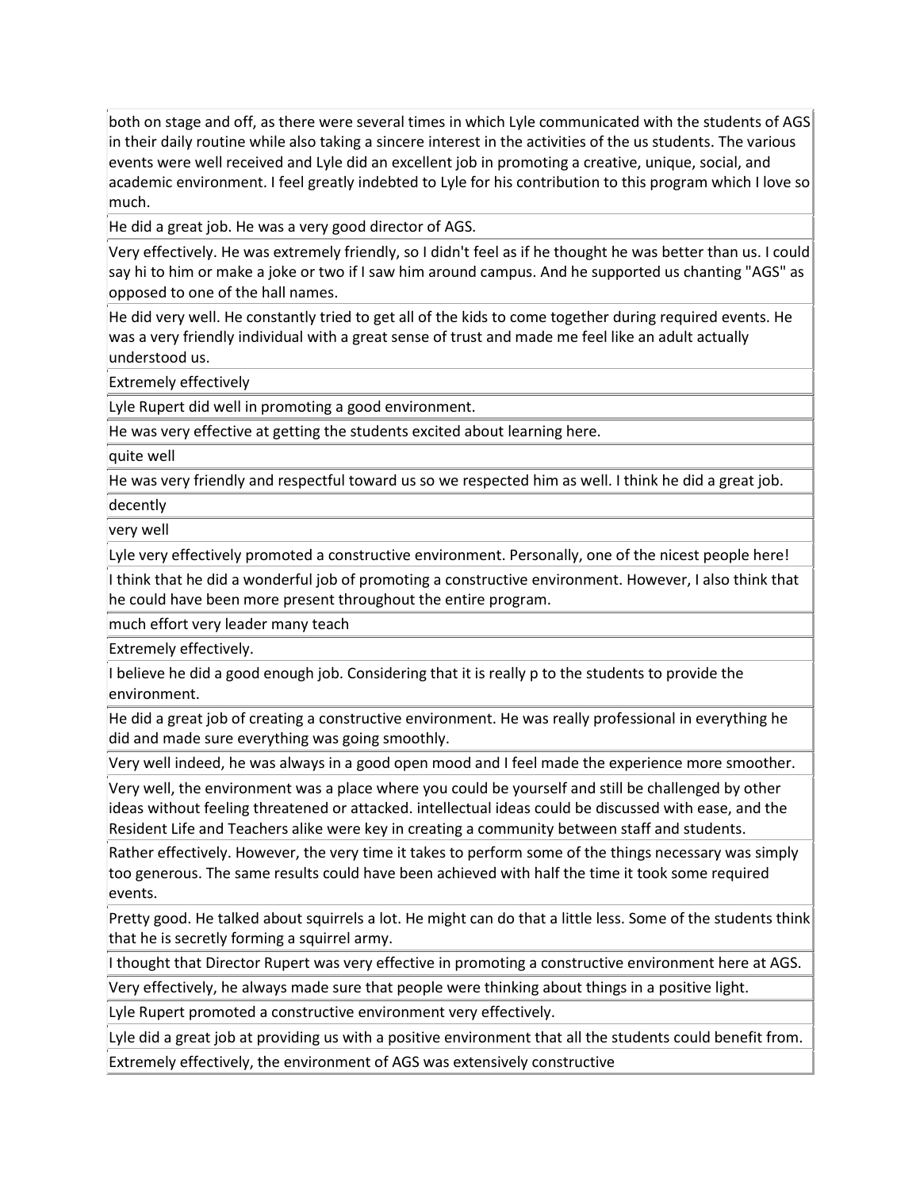| |
|---|
| both on stage and off, as there were several times in which Lyle communicated with the students of AGS in their daily routine while also taking a sincere interest in the activities of the us students. The various events were well received and Lyle did an excellent job in promoting a creative, unique, social, and academic environment. I feel greatly indebted to Lyle for his contribution to this program which I love so much. |
| He did a great job. He was a very good director of AGS. |
| Very effectively. He was extremely friendly, so I didn't feel as if he thought he was better than us. I could say hi to him or make a joke or two if I saw him around campus. And he supported us chanting "AGS" as opposed to one of the hall names. |
| He did very well. He constantly tried to get all of the kids to come together during required events. He was a very friendly individual with a great sense of trust and made me feel like an adult actually understood us. |
| Extremely effectively |
| Lyle Rupert did well in promoting a good environment. |
| He was very effective at getting the students excited about learning here. |
| quite well |
| He was very friendly and respectful toward us so we respected him as well. I think he did a great job. |
| decently |
| very well |
| Lyle very effectively promoted a constructive environment. Personally, one of the nicest people here! |
| I think that he did a wonderful job of promoting a constructive environment. However, I also think that he could have been more present throughout the entire program. |
| much effort very leader many teach |
| Extremely effectively. |
| I believe he did a good enough job. Considering that it is really p to the students to provide the environment. |
| He did a great job of creating a constructive environment. He was really professional in everything he did and made sure everything was going smoothly. |
| Very well indeed, he was always in a good open mood and I feel made the experience more smoother. |
| Very well, the environment was a place where you could be yourself and still be challenged by other ideas without feeling threatened or attacked. intellectual ideas could be discussed with ease, and the Resident Life and Teachers alike were key in creating a community between staff and students. |
| Rather effectively. However, the very time it takes to perform some of the things necessary was simply too generous. The same results could have been achieved with half the time it took some required events. |
| Pretty good. He talked about squirrels a lot. He might can do that a little less. Some of the students think that he is secretly forming a squirrel army. |
| I thought that Director Rupert was very effective in promoting a constructive environment here at AGS. |
| Very effectively, he always made sure that people were thinking about things in a positive light. |
| Lyle Rupert promoted a constructive environment very effectively. |
| Lyle did a great job at providing us with a positive environment that all the students could benefit from. |
| Extremely effectively, the environment of AGS was extensively constructive |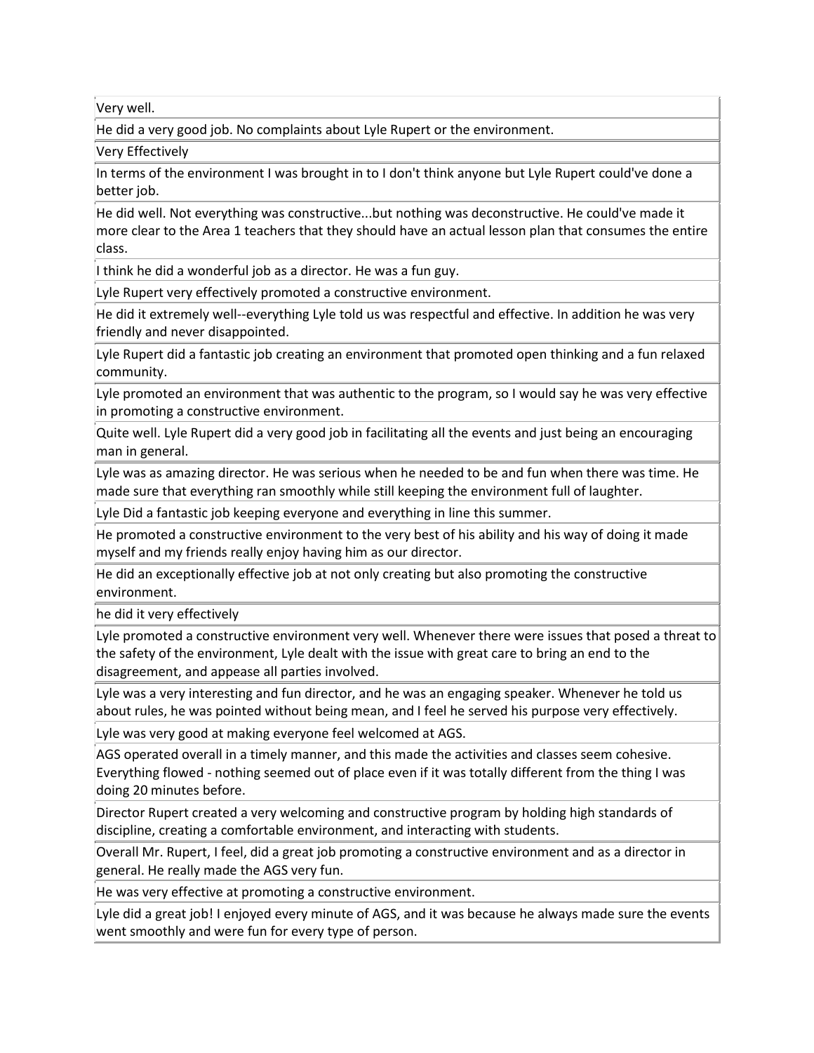| |
|---|
| Very well. |
| He did a very good job. No complaints about Lyle Rupert or the environment. |
| Very Effectively |
| In terms of the environment I was brought in to I don't think anyone but Lyle Rupert could've done a better job. |
| He did well. Not everything was constructive...but nothing was deconstructive. He could've made it more clear to the Area 1 teachers that they should have an actual lesson plan that consumes the entire class. |
| I think he did a wonderful job as a director. He was a fun guy. |
| Lyle Rupert very effectively promoted a constructive environment. |
| He did it extremely well--everything Lyle told us was respectful and effective. In addition he was very friendly and never disappointed. |
| Lyle Rupert did a fantastic job creating an environment that promoted open thinking and a fun relaxed community. |
| Lyle promoted an environment that was authentic to the program, so I would say he was very effective in promoting a constructive environment. |
| Quite well. Lyle Rupert did a very good job in facilitating all the events and just being an encouraging man in general. |
| Lyle was as amazing director. He was serious when he needed to be and fun when there was time. He made sure that everything ran smoothly while still keeping the environment full of laughter. |
| Lyle Did a fantastic job keeping everyone and everything in line this summer. |
| He promoted a constructive environment to the very best of his ability and his way of doing it made myself and my friends really enjoy having him as our director. |
| He did an exceptionally effective job at not only creating but also promoting the constructive environment. |
| he did it very effectively |
| Lyle promoted a constructive environment very well. Whenever there were issues that posed a threat to the safety of the environment, Lyle dealt with the issue with great care to bring an end to the disagreement, and appease all parties involved. |
| Lyle was a very interesting and fun director, and he was an engaging speaker. Whenever he told us about rules, he was pointed without being mean, and I feel he served his purpose very effectively. |
| Lyle was very good at making everyone feel welcomed at AGS. |
| AGS operated overall in a timely manner, and this made the activities and classes seem cohesive. Everything flowed - nothing seemed out of place even if it was totally different from the thing I was doing 20 minutes before. |
| Director Rupert created a very welcoming and constructive program by holding high standards of discipline, creating a comfortable environment, and interacting with students. |
| Overall Mr. Rupert, I feel, did a great job promoting a constructive environment and as a director in general. He really made the AGS very fun. |
| He was very effective at promoting a constructive environment. |
| Lyle did a great job! I enjoyed every minute of AGS, and it was because he always made sure the events went smoothly and were fun for every type of person. |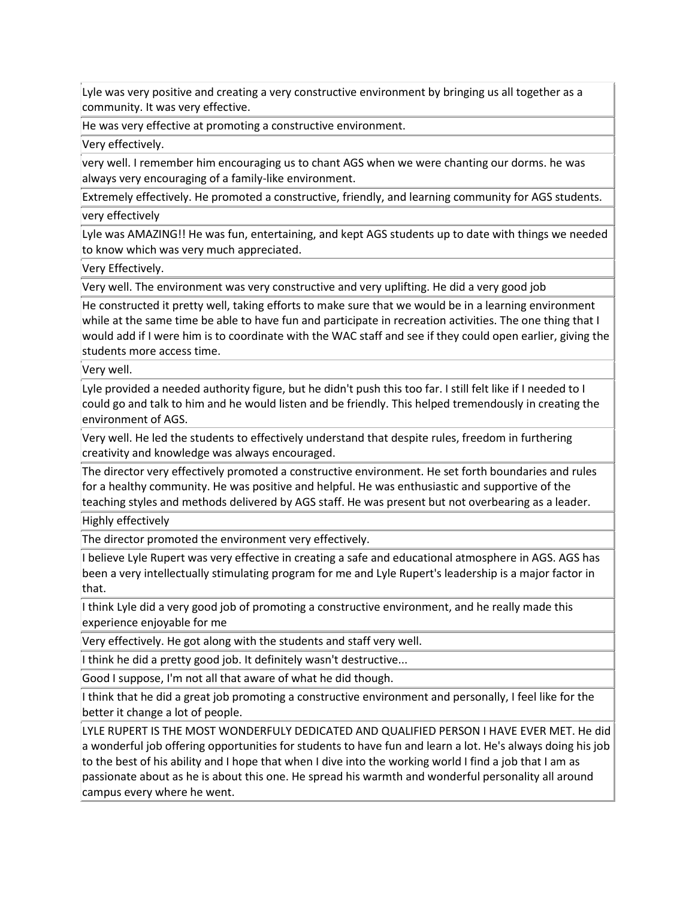| |
|---|
| Lyle was very positive and creating a very constructive environment by bringing us all together as a community. It was very effective. |
| He was very effective at promoting a constructive environment. |
| Very effectively. |
| very well. I remember him encouraging us to chant AGS when we were chanting our dorms. he was always very encouraging of a family-like environment. |
| Extremely effectively. He promoted a constructive, friendly, and learning community for AGS students. |
| very effectively |
| Lyle was AMAZING!! He was fun, entertaining, and kept AGS students up to date with things we needed to know which was very much appreciated. |
| Very Effectively. |
| Very well. The environment was very constructive and very uplifting. He did a very good job |
| He constructed it pretty well, taking efforts to make sure that we would be in a learning environment while at the same time be able to have fun and participate in recreation activities. The one thing that I would add if I were him is to coordinate with the WAC staff and see if they could open earlier, giving the students more access time. |
| Very well. |
| Lyle provided a needed authority figure, but he didn't push this too far. I still felt like if I needed to I could go and talk to him and he would listen and be friendly. This helped tremendously in creating the environment of AGS. |
| Very well. He led the students to effectively understand that despite rules, freedom in furthering creativity and knowledge was always encouraged. |
| The director very effectively promoted a constructive environment. He set forth boundaries and rules for a healthy community. He was positive and helpful. He was enthusiastic and supportive of the teaching styles and methods delivered by AGS staff. He was present but not overbearing as a leader. |
| Highly effectively |
| The director promoted the environment very effectively. |
| I believe Lyle Rupert was very effective in creating a safe and educational atmosphere in AGS. AGS has been a very intellectually stimulating program for me and Lyle Rupert's leadership is a major factor in that. |
| I think Lyle did a very good job of promoting a constructive environment, and he really made this experience enjoyable for me |
| Very effectively. He got along with the students and staff very well. |
| I think he did a pretty good job. It definitely wasn't destructive... |
| Good I suppose, I'm not all that aware of what he did though. |
| I think that he did a great job promoting a constructive environment and personally, I feel like for the better it change a lot of people. |
| LYLE RUPERT IS THE MOST WONDERFULY DEDICATED AND QUALIFIED PERSON I HAVE EVER MET. He did a wonderful job offering opportunities for students to have fun and learn a lot. He's always doing his job to the best of his ability and I hope that when I dive into the working world I find a job that I am as passionate about as he is about this one. He spread his warmth and wonderful personality all around campus every where he went. |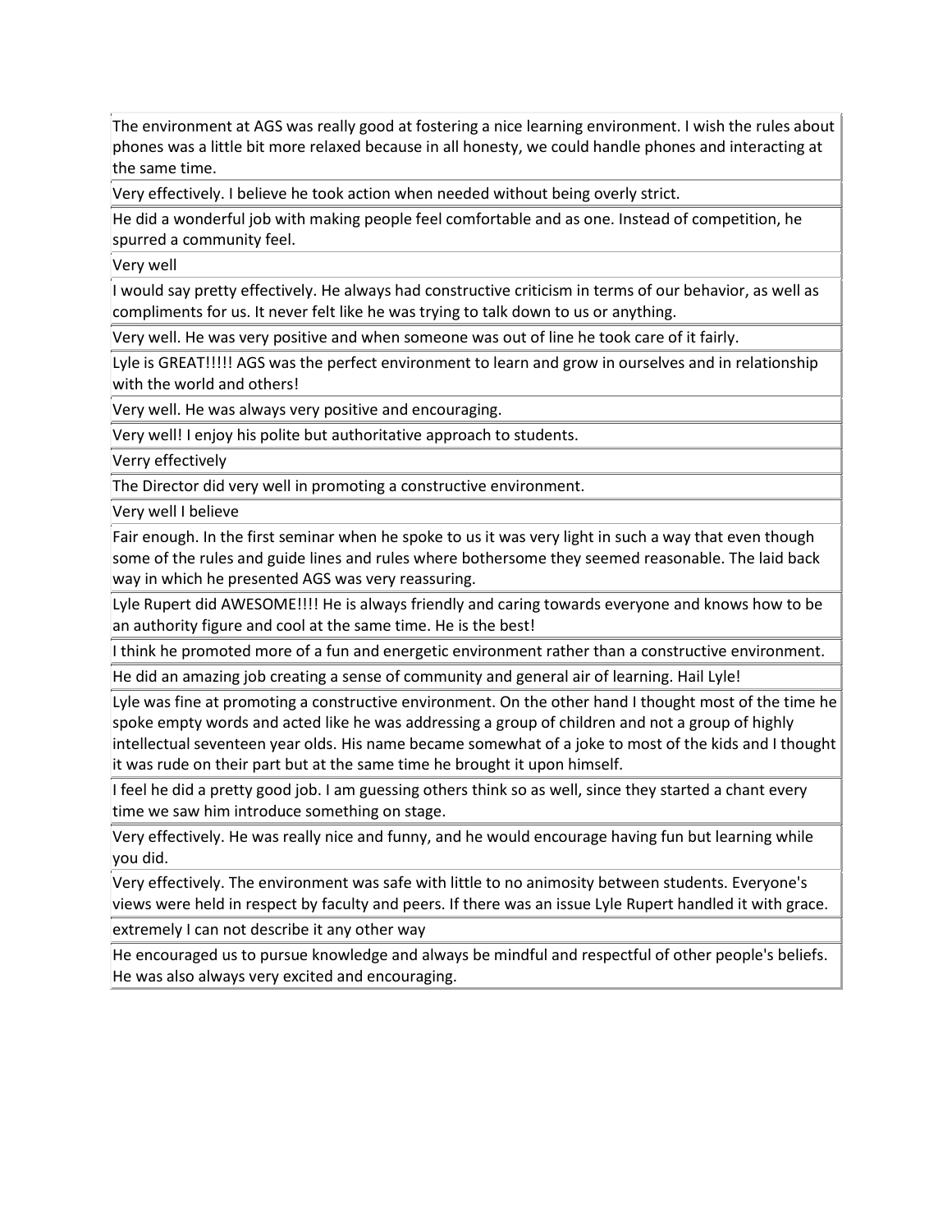| |
|---|
| The environment at AGS was really good at fostering a nice learning environment. I wish the rules about phones was a little bit more relaxed because in all honesty, we could handle phones and interacting at the same time. |
| Very effectively. I believe he took action when needed without being overly strict. |
| He did a wonderful job with making people feel comfortable and as one. Instead of competition, he spurred a community feel. |
| Very well |
| I would say pretty effectively. He always had constructive criticism in terms of our behavior, as well as compliments for us. It never felt like he was trying to talk down to us or anything. |
| Very well. He was very positive and when someone was out of line he took care of it fairly. |
| Lyle is GREAT!!!!! AGS was the perfect environment to learn and grow in ourselves and in relationship with the world and others! |
| Very well. He was always very positive and encouraging. |
| Very well! I enjoy his polite but authoritative approach to students. |
| Verry effectively |
| The Director did very well in promoting a constructive environment. |
| Very well I believe |
| Fair enough. In the first seminar when he spoke to us it was very light in such a way that even though some of the rules and guide lines and rules where bothersome they seemed reasonable. The laid back way in which he presented AGS was very reassuring. |
| Lyle Rupert did AWESOME!!!! He is always friendly and caring towards everyone and knows how to be an authority figure and cool at the same time. He is the best! |
| I think he promoted more of a fun and energetic environment rather than a constructive environment. |
| He did an amazing job creating a sense of community and general air of learning. Hail Lyle! |
| Lyle was fine at promoting a constructive environment. On the other hand I thought most of the time he spoke empty words and acted like he was addressing a group of children and not a group of highly intellectual seventeen year olds. His name became somewhat of a joke to most of the kids and I thought it was rude on their part but at the same time he brought it upon himself. |
| I feel he did a pretty good job. I am guessing others think so as well, since they started a chant every time we saw him introduce something on stage. |
| Very effectively. He was really nice and funny, and he would encourage having fun but learning while you did. |
| Very effectively. The environment was safe with little to no animosity between students. Everyone's views were held in respect by faculty and peers. If there was an issue Lyle Rupert handled it with grace. |
| extremely I can not describe it any other way |
| He encouraged us to pursue knowledge and always be mindful and respectful of other people's beliefs. He was also always very excited and encouraging. |